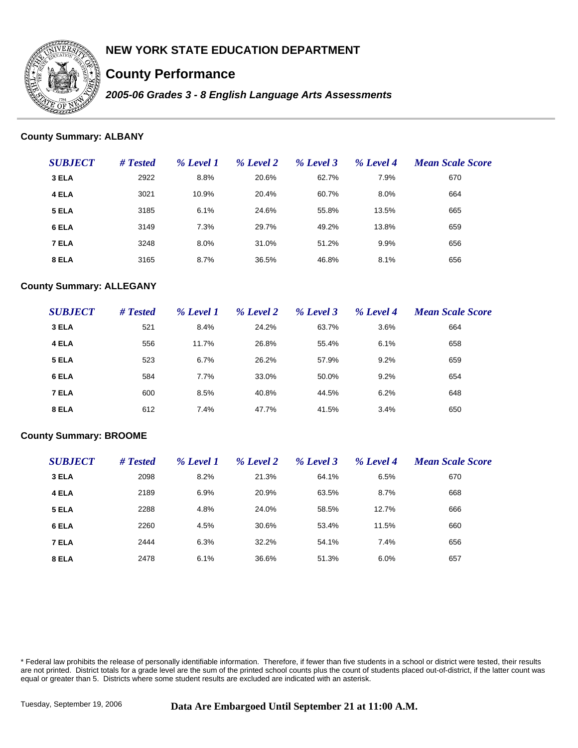# NEW YORK STATE EDUCATION DEPARTMENT

## County Performance

### *2005-06 Grades 3 - 8 English Language Arts Assessments*

**County Summary: ALBANY**

| *SUBJECT* | *# Tested* | *% Level 1* | *% Level 2* | *% Level 3* | *% Level 4* | *Mean Scale Score* |
|---|---|---|---|---|---|---|
| **3 ELA** | 2922 | 8.8% | 20.6% | 62.7% | 7.9% | 670 |
| **4 ELA** | 3021 | 10.9% | 20.4% | 60.7% | 8.0% | 664 |
| **5 ELA** | 3185 | 6.1% | 24.6% | 55.8% | 13.5% | 665 |
| **6 ELA** | 3149 | 7.3% | 29.7% | 49.2% | 13.8% | 659 |
| **7 ELA** | 3248 | 8.0% | 31.0% | 51.2% | 9.9% | 656 |
| **8 ELA** | 3165 | 8.7% | 36.5% | 46.8% | 8.1% | 656 |

**County Summary: ALLEGANY**

| *SUBJECT* | *# Tested* | *% Level 1* | *% Level 2* | *% Level 3* | *% Level 4* | *Mean Scale Score* |
|---|---|---|---|---|---|---|
| **3 ELA** | 521 | 8.4% | 24.2% | 63.7% | 3.6% | 664 |
| **4 ELA** | 556 | 11.7% | 26.8% | 55.4% | 6.1% | 658 |
| **5 ELA** | 523 | 6.7% | 26.2% | 57.9% | 9.2% | 659 |
| **6 ELA** | 584 | 7.7% | 33.0% | 50.0% | 9.2% | 654 |
| **7 ELA** | 600 | 8.5% | 40.8% | 44.5% | 6.2% | 648 |
| **8 ELA** | 612 | 7.4% | 47.7% | 41.5% | 3.4% | 650 |

**County Summary: BROOME**

| *SUBJECT* | *# Tested* | *% Level 1* | *% Level 2* | *% Level 3* | *% Level 4* | *Mean Scale Score* |
|---|---|---|---|---|---|---|
| **3 ELA** | 2098 | 8.2% | 21.3% | 64.1% | 6.5% | 670 |
| **4 ELA** | 2189 | 6.9% | 20.9% | 63.5% | 8.7% | 668 |
| **5 ELA** | 2288 | 4.8% | 24.0% | 58.5% | 12.7% | 666 |
| **6 ELA** | 2260 | 4.5% | 30.6% | 53.4% | 11.5% | 660 |
| **7 ELA** | 2444 | 6.3% | 32.2% | 54.1% | 7.4% | 656 |
| **8 ELA** | 2478 | 6.1% | 36.6% | 51.3% | 6.0% | 657 |

* Federal law prohibits the release of personally identifiable information. Therefore, if fewer than five students in a school or district were tested, their results are not printed. District totals for a grade level are the sum of the printed school counts plus the count of students placed out-of-district, if the latter count was equal or greater than 5. Districts where some student results are excluded are indicated with an asterisk.

Tuesday, September 19, 2006

**Data Are Embargoed Until September 21 at 11:00 A.M.**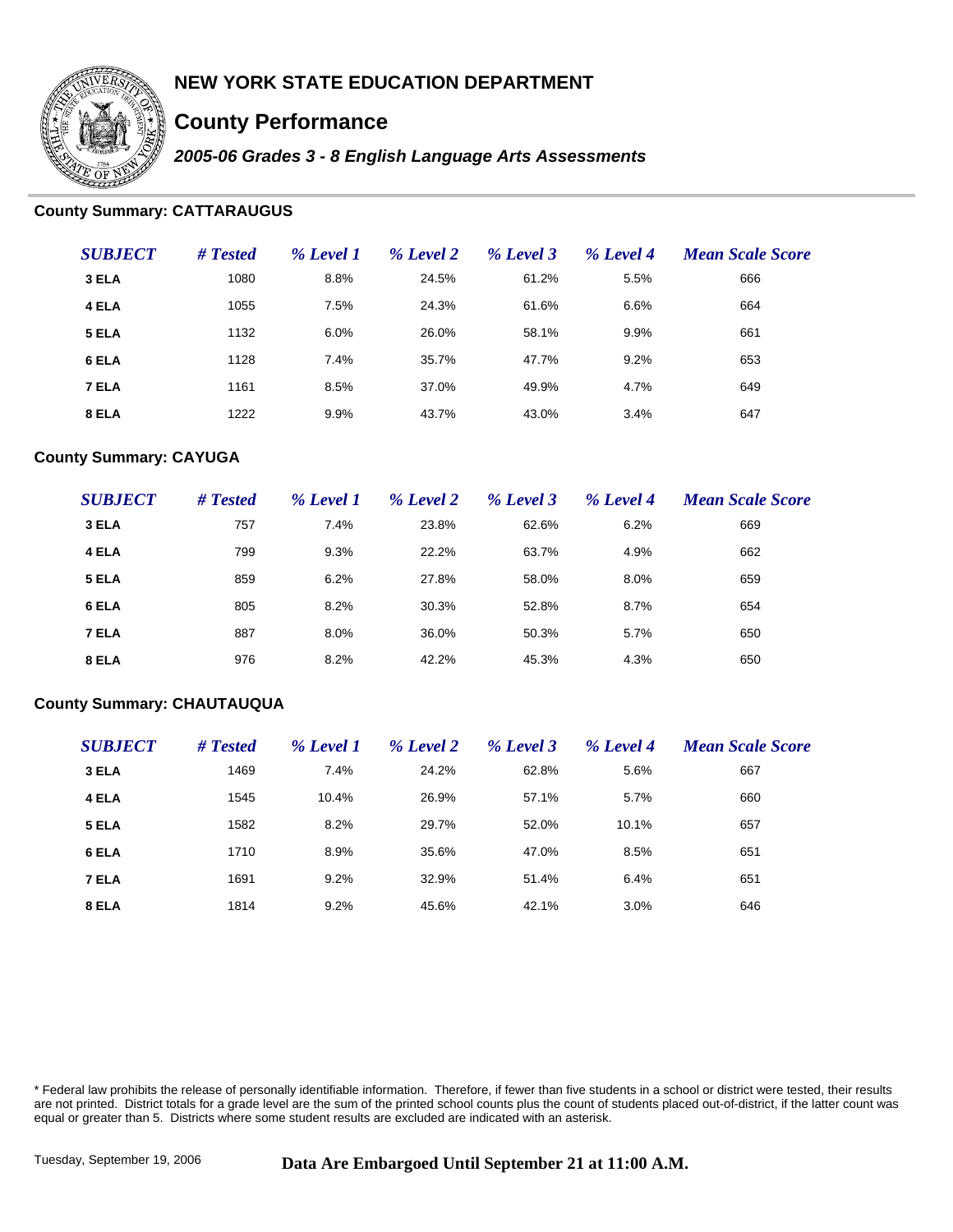# NEW YORK STATE EDUCATION DEPARTMENT

## County Performance

***2005-06 Grades 3 - 8 English Language Arts Assessments***

### County Summary: CATTARAUGUS

| *SUBJECT* | *# Tested* | *% Level 1* | *% Level 2* | *% Level 3* | *% Level 4* | *Mean Scale Score* |
|---|---|---|---|---|---|---|
| **3 ELA** | 1080 | 8.8% | 24.5% | 61.2% | 5.5% | 666 |
| **4 ELA** | 1055 | 7.5% | 24.3% | 61.6% | 6.6% | 664 |
| **5 ELA** | 1132 | 6.0% | 26.0% | 58.1% | 9.9% | 661 |
| **6 ELA** | 1128 | 7.4% | 35.7% | 47.7% | 9.2% | 653 |
| **7 ELA** | 1161 | 8.5% | 37.0% | 49.9% | 4.7% | 649 |
| **8 ELA** | 1222 | 9.9% | 43.7% | 43.0% | 3.4% | 647 |

### County Summary: CAYUGA

| *SUBJECT* | *# Tested* | *% Level 1* | *% Level 2* | *% Level 3* | *% Level 4* | *Mean Scale Score* |
|---|---|---|---|---|---|---|
| **3 ELA** | 757 | 7.4% | 23.8% | 62.6% | 6.2% | 669 |
| **4 ELA** | 799 | 9.3% | 22.2% | 63.7% | 4.9% | 662 |
| **5 ELA** | 859 | 6.2% | 27.8% | 58.0% | 8.0% | 659 |
| **6 ELA** | 805 | 8.2% | 30.3% | 52.8% | 8.7% | 654 |
| **7 ELA** | 887 | 8.0% | 36.0% | 50.3% | 5.7% | 650 |
| **8 ELA** | 976 | 8.2% | 42.2% | 45.3% | 4.3% | 650 |

### County Summary: CHAUTAUQUA

| *SUBJECT* | *# Tested* | *% Level 1* | *% Level 2* | *% Level 3* | *% Level 4* | *Mean Scale Score* |
|---|---|---|---|---|---|---|
| **3 ELA** | 1469 | 7.4% | 24.2% | 62.8% | 5.6% | 667 |
| **4 ELA** | 1545 | 10.4% | 26.9% | 57.1% | 5.7% | 660 |
| **5 ELA** | 1582 | 8.2% | 29.7% | 52.0% | 10.1% | 657 |
| **6 ELA** | 1710 | 8.9% | 35.6% | 47.0% | 8.5% | 651 |
| **7 ELA** | 1691 | 9.2% | 32.9% | 51.4% | 6.4% | 651 |
| **8 ELA** | 1814 | 9.2% | 45.6% | 42.1% | 3.0% | 646 |

* Federal law prohibits the release of personally identifiable information. Therefore, if fewer than five students in a school or district were tested, their results are not printed. District totals for a grade level are the sum of the printed school counts plus the count of students placed out-of-district, if the latter count was equal or greater than 5. Districts where some student results are excluded are indicated with an asterisk.

Tuesday, September 19, 2006

**Data Are Embargoed Until September 21 at 11:00 A.M.**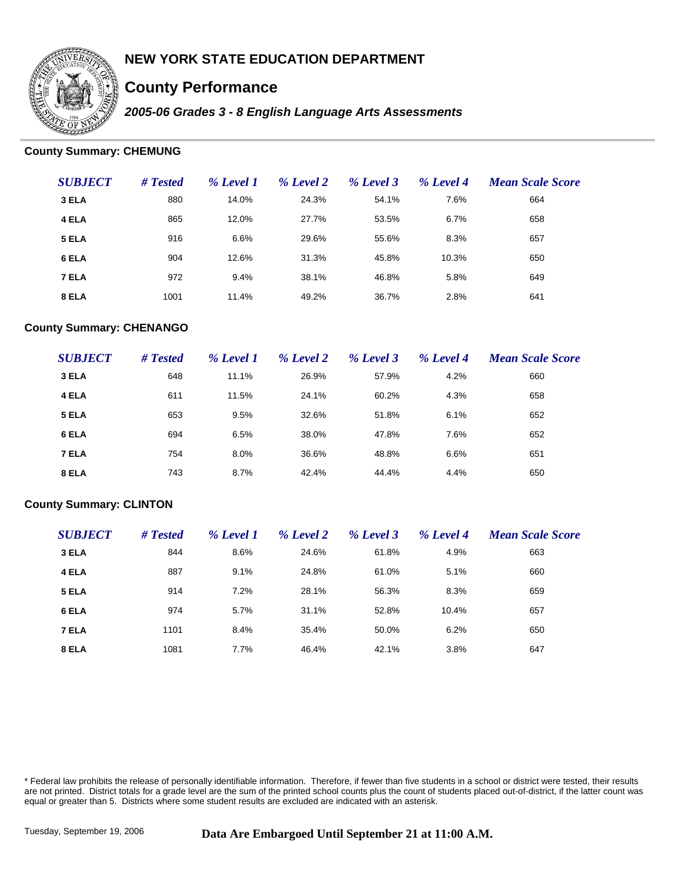# NEW YORK STATE EDUCATION DEPARTMENT

## County Performance

### *2005-06 Grades 3 - 8 English Language Arts Assessments*

**County Summary: CHEMUNG**

| *SUBJECT* | *# Tested* | *% Level 1* | *% Level 2* | *% Level 3* | *% Level 4* | *Mean Scale Score* |
|---|---|---|---|---|---|---|
| **3 ELA** | 880 | 14.0% | 24.3% | 54.1% | 7.6% | 664 |
| **4 ELA** | 865 | 12.0% | 27.7% | 53.5% | 6.7% | 658 |
| **5 ELA** | 916 | 6.6% | 29.6% | 55.6% | 8.3% | 657 |
| **6 ELA** | 904 | 12.6% | 31.3% | 45.8% | 10.3% | 650 |
| **7 ELA** | 972 | 9.4% | 38.1% | 46.8% | 5.8% | 649 |
| **8 ELA** | 1001 | 11.4% | 49.2% | 36.7% | 2.8% | 641 |

**County Summary: CHENANGO**

| *SUBJECT* | *# Tested* | *% Level 1* | *% Level 2* | *% Level 3* | *% Level 4* | *Mean Scale Score* |
|---|---|---|---|---|---|---|
| **3 ELA** | 648 | 11.1% | 26.9% | 57.9% | 4.2% | 660 |
| **4 ELA** | 611 | 11.5% | 24.1% | 60.2% | 4.3% | 658 |
| **5 ELA** | 653 | 9.5% | 32.6% | 51.8% | 6.1% | 652 |
| **6 ELA** | 694 | 6.5% | 38.0% | 47.8% | 7.6% | 652 |
| **7 ELA** | 754 | 8.0% | 36.6% | 48.8% | 6.6% | 651 |
| **8 ELA** | 743 | 8.7% | 42.4% | 44.4% | 4.4% | 650 |

**County Summary: CLINTON**

| *SUBJECT* | *# Tested* | *% Level 1* | *% Level 2* | *% Level 3* | *% Level 4* | *Mean Scale Score* |
|---|---|---|---|---|---|---|
| **3 ELA** | 844 | 8.6% | 24.6% | 61.8% | 4.9% | 663 |
| **4 ELA** | 887 | 9.1% | 24.8% | 61.0% | 5.1% | 660 |
| **5 ELA** | 914 | 7.2% | 28.1% | 56.3% | 8.3% | 659 |
| **6 ELA** | 974 | 5.7% | 31.1% | 52.8% | 10.4% | 657 |
| **7 ELA** | 1101 | 8.4% | 35.4% | 50.0% | 6.2% | 650 |
| **8 ELA** | 1081 | 7.7% | 46.4% | 42.1% | 3.8% | 647 |

* Federal law prohibits the release of personally identifiable information. Therefore, if fewer than five students in a school or district were tested, their results are not printed. District totals for a grade level are the sum of the printed school counts plus the count of students placed out-of-district, if the latter count was equal or greater than 5. Districts where some student results are excluded are indicated with an asterisk.

Tuesday, September 19, 2006

**Data Are Embargoed Until September 21 at 11:00 A.M.**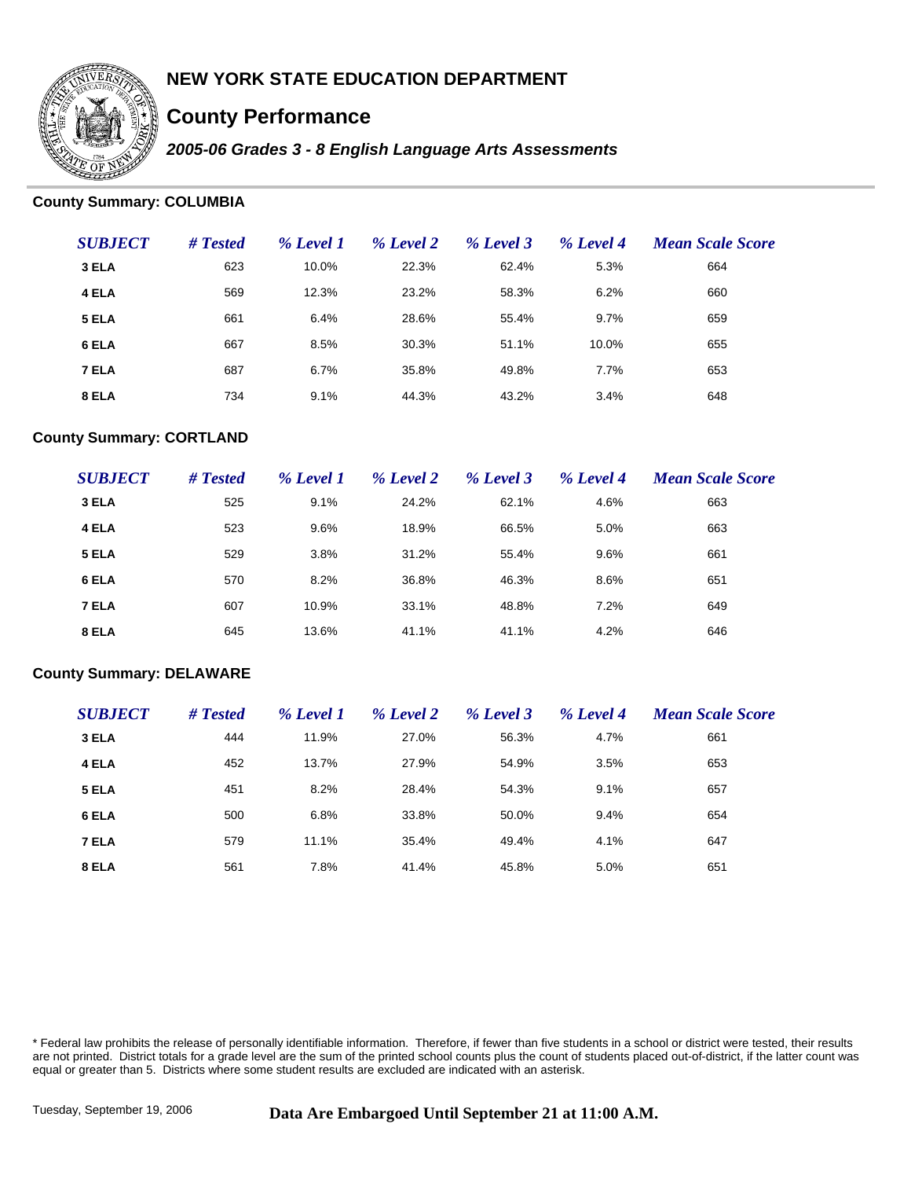# NEW YORK STATE EDUCATION DEPARTMENT

## County Performance

### *2005-06 Grades 3 - 8 English Language Arts Assessments*

**County Summary: COLUMBIA**

| *SUBJECT* | *# Tested* | *% Level 1* | *% Level 2* | *% Level 3* | *% Level 4* | *Mean Scale Score* |
|---|---|---|---|---|---|---|
| **3 ELA** | 623 | 10.0% | 22.3% | 62.4% | 5.3% | 664 |
| **4 ELA** | 569 | 12.3% | 23.2% | 58.3% | 6.2% | 660 |
| **5 ELA** | 661 | 6.4% | 28.6% | 55.4% | 9.7% | 659 |
| **6 ELA** | 667 | 8.5% | 30.3% | 51.1% | 10.0% | 655 |
| **7 ELA** | 687 | 6.7% | 35.8% | 49.8% | 7.7% | 653 |
| **8 ELA** | 734 | 9.1% | 44.3% | 43.2% | 3.4% | 648 |

**County Summary: CORTLAND**

| *SUBJECT* | *# Tested* | *% Level 1* | *% Level 2* | *% Level 3* | *% Level 4* | *Mean Scale Score* |
|---|---|---|---|---|---|---|
| **3 ELA** | 525 | 9.1% | 24.2% | 62.1% | 4.6% | 663 |
| **4 ELA** | 523 | 9.6% | 18.9% | 66.5% | 5.0% | 663 |
| **5 ELA** | 529 | 3.8% | 31.2% | 55.4% | 9.6% | 661 |
| **6 ELA** | 570 | 8.2% | 36.8% | 46.3% | 8.6% | 651 |
| **7 ELA** | 607 | 10.9% | 33.1% | 48.8% | 7.2% | 649 |
| **8 ELA** | 645 | 13.6% | 41.1% | 41.1% | 4.2% | 646 |

**County Summary: DELAWARE**

| *SUBJECT* | *# Tested* | *% Level 1* | *% Level 2* | *% Level 3* | *% Level 4* | *Mean Scale Score* |
|---|---|---|---|---|---|---|
| **3 ELA** | 444 | 11.9% | 27.0% | 56.3% | 4.7% | 661 |
| **4 ELA** | 452 | 13.7% | 27.9% | 54.9% | 3.5% | 653 |
| **5 ELA** | 451 | 8.2% | 28.4% | 54.3% | 9.1% | 657 |
| **6 ELA** | 500 | 6.8% | 33.8% | 50.0% | 9.4% | 654 |
| **7 ELA** | 579 | 11.1% | 35.4% | 49.4% | 4.1% | 647 |
| **8 ELA** | 561 | 7.8% | 41.4% | 45.8% | 5.0% | 651 |

* Federal law prohibits the release of personally identifiable information. Therefore, if fewer than five students in a school or district were tested, their results are not printed. District totals for a grade level are the sum of the printed school counts plus the count of students placed out-of-district, if the latter count was equal or greater than 5. Districts where some student results are excluded are indicated with an asterisk.

Tuesday, September 19, 2006 **Data Are Embargoed Until September 21 at 11:00 A.M.**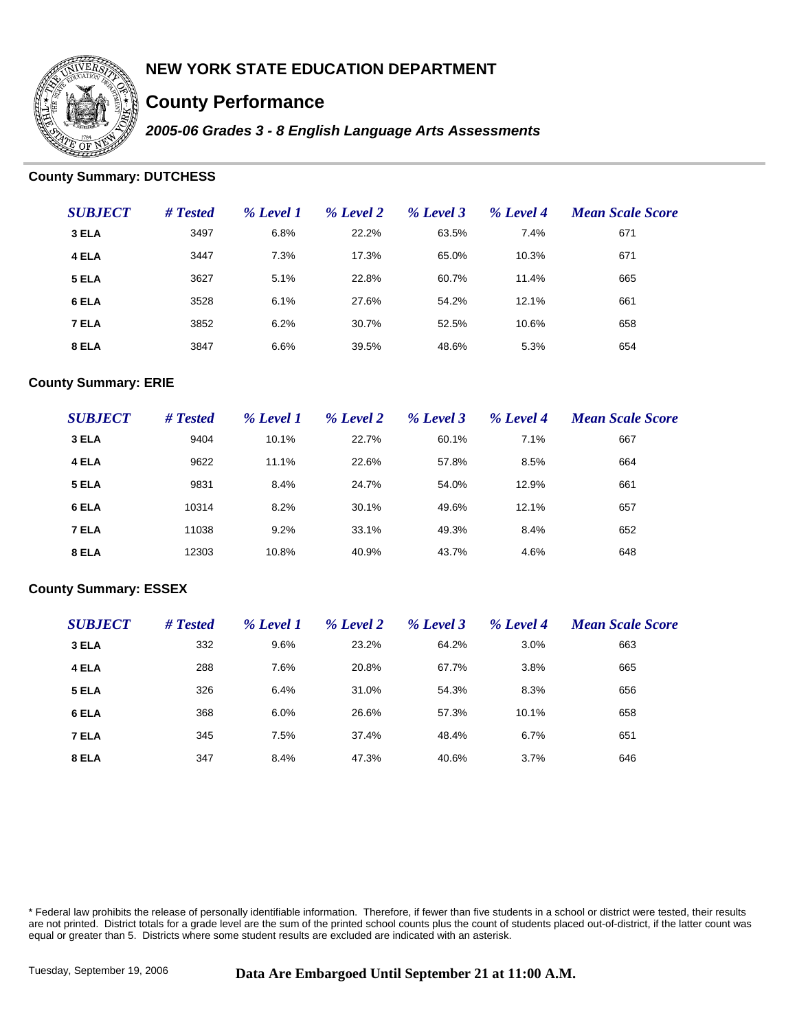# NEW YORK STATE EDUCATION DEPARTMENT

## County Performance

***2005-06 Grades 3 - 8 English Language Arts Assessments***

### County Summary: DUTCHESS

| *SUBJECT* | *# Tested* | *% Level 1* | *% Level 2* | *% Level 3* | *% Level 4* | *Mean Scale Score* |
|---|---|---|---|---|---|---|
| **3 ELA** | 3497 | 6.8% | 22.2% | 63.5% | 7.4% | 671 |
| **4 ELA** | 3447 | 7.3% | 17.3% | 65.0% | 10.3% | 671 |
| **5 ELA** | 3627 | 5.1% | 22.8% | 60.7% | 11.4% | 665 |
| **6 ELA** | 3528 | 6.1% | 27.6% | 54.2% | 12.1% | 661 |
| **7 ELA** | 3852 | 6.2% | 30.7% | 52.5% | 10.6% | 658 |
| **8 ELA** | 3847 | 6.6% | 39.5% | 48.6% | 5.3% | 654 |

### County Summary: ERIE

| *SUBJECT* | *# Tested* | *% Level 1* | *% Level 2* | *% Level 3* | *% Level 4* | *Mean Scale Score* |
|---|---|---|---|---|---|---|
| **3 ELA** | 9404 | 10.1% | 22.7% | 60.1% | 7.1% | 667 |
| **4 ELA** | 9622 | 11.1% | 22.6% | 57.8% | 8.5% | 664 |
| **5 ELA** | 9831 | 8.4% | 24.7% | 54.0% | 12.9% | 661 |
| **6 ELA** | 10314 | 8.2% | 30.1% | 49.6% | 12.1% | 657 |
| **7 ELA** | 11038 | 9.2% | 33.1% | 49.3% | 8.4% | 652 |
| **8 ELA** | 12303 | 10.8% | 40.9% | 43.7% | 4.6% | 648 |

### County Summary: ESSEX

| *SUBJECT* | *# Tested* | *% Level 1* | *% Level 2* | *% Level 3* | *% Level 4* | *Mean Scale Score* |
|---|---|---|---|---|---|---|
| **3 ELA** | 332 | 9.6% | 23.2% | 64.2% | 3.0% | 663 |
| **4 ELA** | 288 | 7.6% | 20.8% | 67.7% | 3.8% | 665 |
| **5 ELA** | 326 | 6.4% | 31.0% | 54.3% | 8.3% | 656 |
| **6 ELA** | 368 | 6.0% | 26.6% | 57.3% | 10.1% | 658 |
| **7 ELA** | 345 | 7.5% | 37.4% | 48.4% | 6.7% | 651 |
| **8 ELA** | 347 | 8.4% | 47.3% | 40.6% | 3.7% | 646 |

* Federal law prohibits the release of personally identifiable information. Therefore, if fewer than five students in a school or district were tested, their results are not printed. District totals for a grade level are the sum of the printed school counts plus the count of students placed out-of-district, if the latter count was equal or greater than 5. Districts where some student results are excluded are indicated with an asterisk.

Tuesday, September 19, 2006

**Data Are Embargoed Until September 21 at 11:00 A.M.**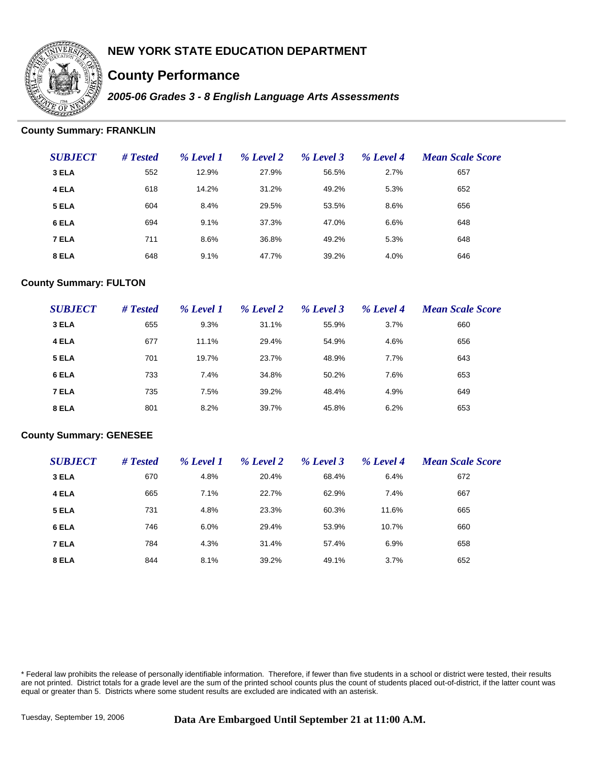# NEW YORK STATE EDUCATION DEPARTMENT

## County Performance

***2005-06 Grades 3 - 8 English Language Arts Assessments***

### County Summary: FRANKLIN

| *SUBJECT* | *# Tested* | *% Level 1* | *% Level 2* | *% Level 3* | *% Level 4* | *Mean Scale Score* |
|---|---|---|---|---|---|---|
| **3 ELA** | 552 | 12.9% | 27.9% | 56.5% | 2.7% | 657 |
| **4 ELA** | 618 | 14.2% | 31.2% | 49.2% | 5.3% | 652 |
| **5 ELA** | 604 | 8.4% | 29.5% | 53.5% | 8.6% | 656 |
| **6 ELA** | 694 | 9.1% | 37.3% | 47.0% | 6.6% | 648 |
| **7 ELA** | 711 | 8.6% | 36.8% | 49.2% | 5.3% | 648 |
| **8 ELA** | 648 | 9.1% | 47.7% | 39.2% | 4.0% | 646 |

### County Summary: FULTON

| *SUBJECT* | *# Tested* | *% Level 1* | *% Level 2* | *% Level 3* | *% Level 4* | *Mean Scale Score* |
|---|---|---|---|---|---|---|
| **3 ELA** | 655 | 9.3% | 31.1% | 55.9% | 3.7% | 660 |
| **4 ELA** | 677 | 11.1% | 29.4% | 54.9% | 4.6% | 656 |
| **5 ELA** | 701 | 19.7% | 23.7% | 48.9% | 7.7% | 643 |
| **6 ELA** | 733 | 7.4% | 34.8% | 50.2% | 7.6% | 653 |
| **7 ELA** | 735 | 7.5% | 39.2% | 48.4% | 4.9% | 649 |
| **8 ELA** | 801 | 8.2% | 39.7% | 45.8% | 6.2% | 653 |

### County Summary: GENESEE

| *SUBJECT* | *# Tested* | *% Level 1* | *% Level 2* | *% Level 3* | *% Level 4* | *Mean Scale Score* |
|---|---|---|---|---|---|---|
| **3 ELA** | 670 | 4.8% | 20.4% | 68.4% | 6.4% | 672 |
| **4 ELA** | 665 | 7.1% | 22.7% | 62.9% | 7.4% | 667 |
| **5 ELA** | 731 | 4.8% | 23.3% | 60.3% | 11.6% | 665 |
| **6 ELA** | 746 | 6.0% | 29.4% | 53.9% | 10.7% | 660 |
| **7 ELA** | 784 | 4.3% | 31.4% | 57.4% | 6.9% | 658 |
| **8 ELA** | 844 | 8.1% | 39.2% | 49.1% | 3.7% | 652 |

* Federal law prohibits the release of personally identifiable information. Therefore, if fewer than five students in a school or district were tested, their results are not printed. District totals for a grade level are the sum of the printed school counts plus the count of students placed out-of-district, if the latter count was equal or greater than 5. Districts where some student results are excluded are indicated with an asterisk.

Tuesday, September 19, 2006

**Data Are Embargoed Until September 21 at 11:00 A.M.**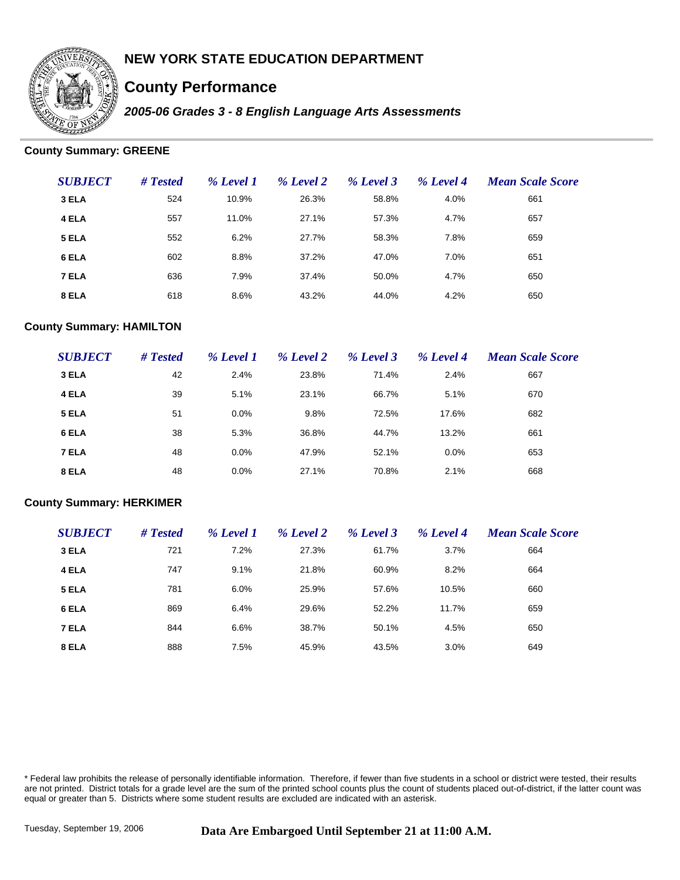# NEW YORK STATE EDUCATION DEPARTMENT

## County Performance

### *2005-06 Grades 3 - 8 English Language Arts Assessments*

**County Summary: GREENE**

| *SUBJECT* | *# Tested* | *% Level 1* | *% Level 2* | *% Level 3* | *% Level 4* | *Mean Scale Score* |
|---|---|---|---|---|---|---|
| **3 ELA** | 524 | 10.9% | 26.3% | 58.8% | 4.0% | 661 |
| **4 ELA** | 557 | 11.0% | 27.1% | 57.3% | 4.7% | 657 |
| **5 ELA** | 552 | 6.2% | 27.7% | 58.3% | 7.8% | 659 |
| **6 ELA** | 602 | 8.8% | 37.2% | 47.0% | 7.0% | 651 |
| **7 ELA** | 636 | 7.9% | 37.4% | 50.0% | 4.7% | 650 |
| **8 ELA** | 618 | 8.6% | 43.2% | 44.0% | 4.2% | 650 |

**County Summary: HAMILTON**

| *SUBJECT* | *# Tested* | *% Level 1* | *% Level 2* | *% Level 3* | *% Level 4* | *Mean Scale Score* |
|---|---|---|---|---|---|---|
| **3 ELA** | 42 | 2.4% | 23.8% | 71.4% | 2.4% | 667 |
| **4 ELA** | 39 | 5.1% | 23.1% | 66.7% | 5.1% | 670 |
| **5 ELA** | 51 | 0.0% | 9.8% | 72.5% | 17.6% | 682 |
| **6 ELA** | 38 | 5.3% | 36.8% | 44.7% | 13.2% | 661 |
| **7 ELA** | 48 | 0.0% | 47.9% | 52.1% | 0.0% | 653 |
| **8 ELA** | 48 | 0.0% | 27.1% | 70.8% | 2.1% | 668 |

**County Summary: HERKIMER**

| *SUBJECT* | *# Tested* | *% Level 1* | *% Level 2* | *% Level 3* | *% Level 4* | *Mean Scale Score* |
|---|---|---|---|---|---|---|
| **3 ELA** | 721 | 7.2% | 27.3% | 61.7% | 3.7% | 664 |
| **4 ELA** | 747 | 9.1% | 21.8% | 60.9% | 8.2% | 664 |
| **5 ELA** | 781 | 6.0% | 25.9% | 57.6% | 10.5% | 660 |
| **6 ELA** | 869 | 6.4% | 29.6% | 52.2% | 11.7% | 659 |
| **7 ELA** | 844 | 6.6% | 38.7% | 50.1% | 4.5% | 650 |
| **8 ELA** | 888 | 7.5% | 45.9% | 43.5% | 3.0% | 649 |

* Federal law prohibits the release of personally identifiable information. Therefore, if fewer than five students in a school or district were tested, their results are not printed. District totals for a grade level are the sum of the printed school counts plus the count of students placed out-of-district, if the latter count was equal or greater than 5. Districts where some student results are excluded are indicated with an asterisk.

Tuesday, September 19, 2006 **Data Are Embargoed Until September 21 at 11:00 A.M.**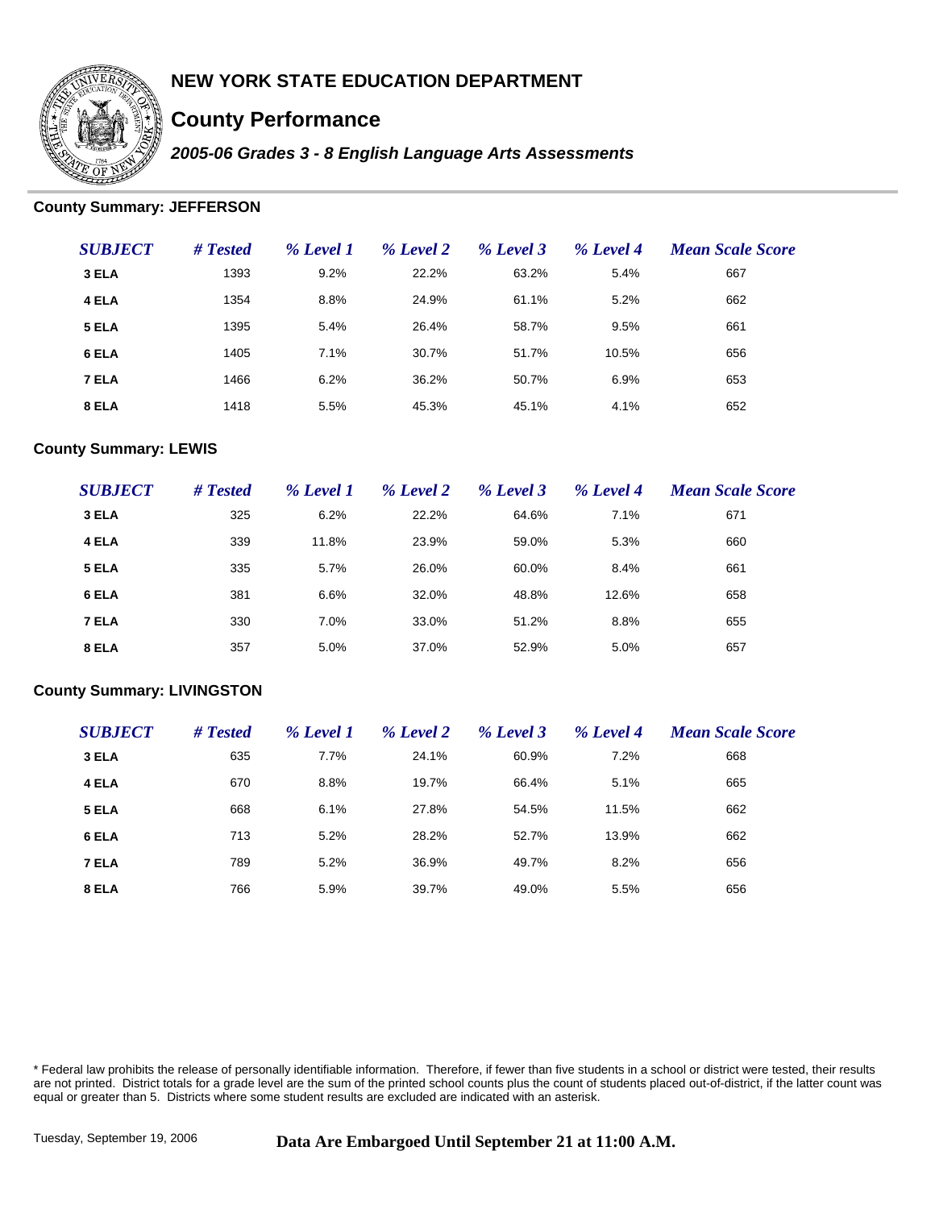# NEW YORK STATE EDUCATION DEPARTMENT

## County Performance

### *2005-06 Grades 3 - 8 English Language Arts Assessments*

**County Summary: JEFFERSON**

| *SUBJECT* | *# Tested* | *% Level 1* | *% Level 2* | *% Level 3* | *% Level 4* | *Mean Scale Score* |
|---|---|---|---|---|---|---|
| **3 ELA** | 1393 | 9.2% | 22.2% | 63.2% | 5.4% | 667 |
| **4 ELA** | 1354 | 8.8% | 24.9% | 61.1% | 5.2% | 662 |
| **5 ELA** | 1395 | 5.4% | 26.4% | 58.7% | 9.5% | 661 |
| **6 ELA** | 1405 | 7.1% | 30.7% | 51.7% | 10.5% | 656 |
| **7 ELA** | 1466 | 6.2% | 36.2% | 50.7% | 6.9% | 653 |
| **8 ELA** | 1418 | 5.5% | 45.3% | 45.1% | 4.1% | 652 |

**County Summary: LEWIS**

| *SUBJECT* | *# Tested* | *% Level 1* | *% Level 2* | *% Level 3* | *% Level 4* | *Mean Scale Score* |
|---|---|---|---|---|---|---|
| **3 ELA** | 325 | 6.2% | 22.2% | 64.6% | 7.1% | 671 |
| **4 ELA** | 339 | 11.8% | 23.9% | 59.0% | 5.3% | 660 |
| **5 ELA** | 335 | 5.7% | 26.0% | 60.0% | 8.4% | 661 |
| **6 ELA** | 381 | 6.6% | 32.0% | 48.8% | 12.6% | 658 |
| **7 ELA** | 330 | 7.0% | 33.0% | 51.2% | 8.8% | 655 |
| **8 ELA** | 357 | 5.0% | 37.0% | 52.9% | 5.0% | 657 |

**County Summary: LIVINGSTON**

| *SUBJECT* | *# Tested* | *% Level 1* | *% Level 2* | *% Level 3* | *% Level 4* | *Mean Scale Score* |
|---|---|---|---|---|---|---|
| **3 ELA** | 635 | 7.7% | 24.1% | 60.9% | 7.2% | 668 |
| **4 ELA** | 670 | 8.8% | 19.7% | 66.4% | 5.1% | 665 |
| **5 ELA** | 668 | 6.1% | 27.8% | 54.5% | 11.5% | 662 |
| **6 ELA** | 713 | 5.2% | 28.2% | 52.7% | 13.9% | 662 |
| **7 ELA** | 789 | 5.2% | 36.9% | 49.7% | 8.2% | 656 |
| **8 ELA** | 766 | 5.9% | 39.7% | 49.0% | 5.5% | 656 |

* Federal law prohibits the release of personally identifiable information. Therefore, if fewer than five students in a school or district were tested, their results are not printed. District totals for a grade level are the sum of the printed school counts plus the count of students placed out-of-district, if the latter count was equal or greater than 5. Districts where some student results are excluded are indicated with an asterisk.

Tuesday, September 19, 2006

**Data Are Embargoed Until September 21 at 11:00 A.M.**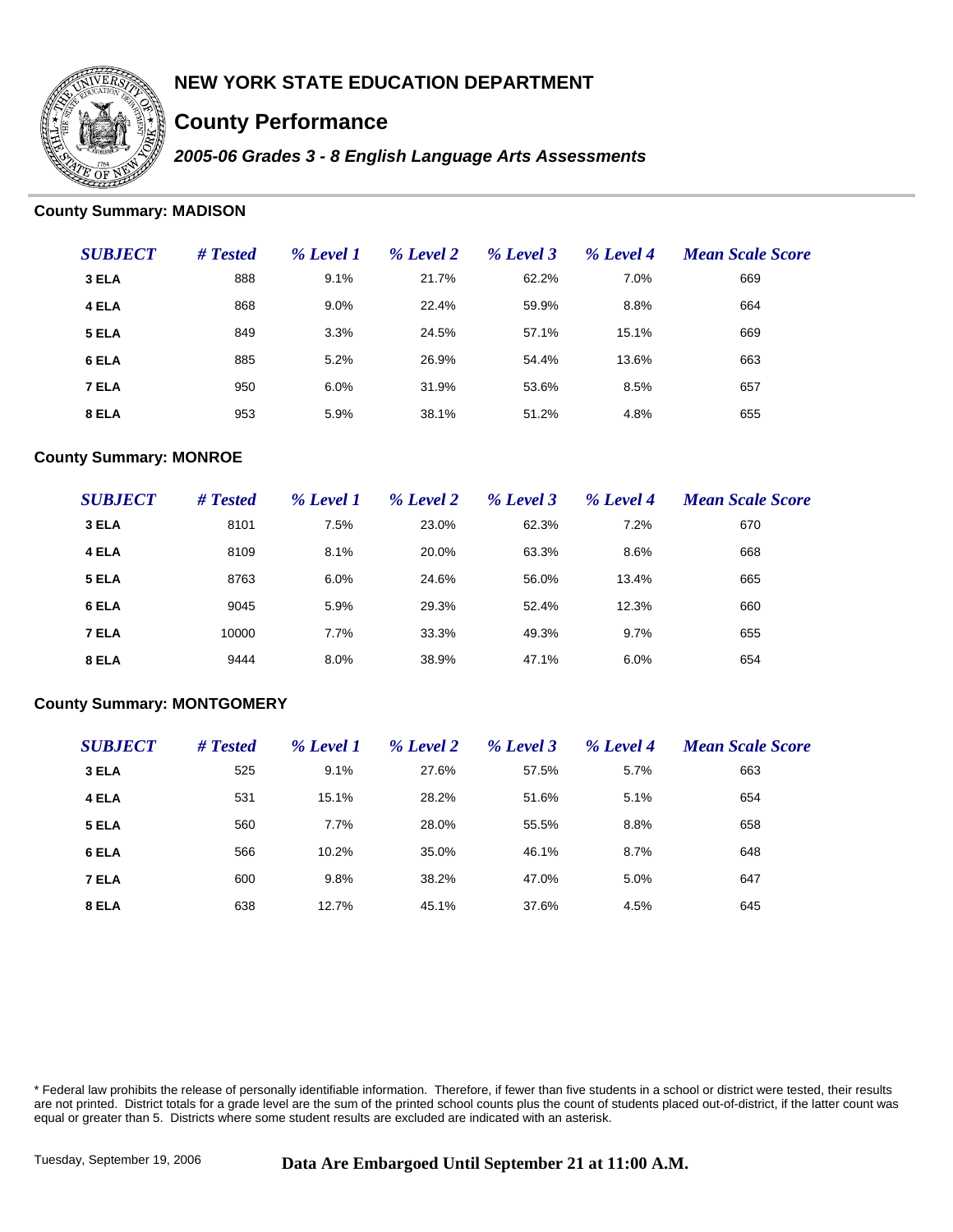# NEW YORK STATE EDUCATION DEPARTMENT

## County Performance

### *2005-06 Grades 3 - 8 English Language Arts Assessments*

**County Summary: MADISON**

| *SUBJECT* | *# Tested* | *% Level 1* | *% Level 2* | *% Level 3* | *% Level 4* | *Mean Scale Score* |
|---|---|---|---|---|---|---|
| **3 ELA** | 888 | 9.1% | 21.7% | 62.2% | 7.0% | 669 |
| **4 ELA** | 868 | 9.0% | 22.4% | 59.9% | 8.8% | 664 |
| **5 ELA** | 849 | 3.3% | 24.5% | 57.1% | 15.1% | 669 |
| **6 ELA** | 885 | 5.2% | 26.9% | 54.4% | 13.6% | 663 |
| **7 ELA** | 950 | 6.0% | 31.9% | 53.6% | 8.5% | 657 |
| **8 ELA** | 953 | 5.9% | 38.1% | 51.2% | 4.8% | 655 |

**County Summary: MONROE**

| *SUBJECT* | *# Tested* | *% Level 1* | *% Level 2* | *% Level 3* | *% Level 4* | *Mean Scale Score* |
|---|---|---|---|---|---|---|
| **3 ELA** | 8101 | 7.5% | 23.0% | 62.3% | 7.2% | 670 |
| **4 ELA** | 8109 | 8.1% | 20.0% | 63.3% | 8.6% | 668 |
| **5 ELA** | 8763 | 6.0% | 24.6% | 56.0% | 13.4% | 665 |
| **6 ELA** | 9045 | 5.9% | 29.3% | 52.4% | 12.3% | 660 |
| **7 ELA** | 10000 | 7.7% | 33.3% | 49.3% | 9.7% | 655 |
| **8 ELA** | 9444 | 8.0% | 38.9% | 47.1% | 6.0% | 654 |

**County Summary: MONTGOMERY**

| *SUBJECT* | *# Tested* | *% Level 1* | *% Level 2* | *% Level 3* | *% Level 4* | *Mean Scale Score* |
|---|---|---|---|---|---|---|
| **3 ELA** | 525 | 9.1% | 27.6% | 57.5% | 5.7% | 663 |
| **4 ELA** | 531 | 15.1% | 28.2% | 51.6% | 5.1% | 654 |
| **5 ELA** | 560 | 7.7% | 28.0% | 55.5% | 8.8% | 658 |
| **6 ELA** | 566 | 10.2% | 35.0% | 46.1% | 8.7% | 648 |
| **7 ELA** | 600 | 9.8% | 38.2% | 47.0% | 5.0% | 647 |
| **8 ELA** | 638 | 12.7% | 45.1% | 37.6% | 4.5% | 645 |

* Federal law prohibits the release of personally identifiable information. Therefore, if fewer than five students in a school or district were tested, their results are not printed. District totals for a grade level are the sum of the printed school counts plus the count of students placed out-of-district, if the latter count was equal or greater than 5. Districts where some student results are excluded are indicated with an asterisk.

Tuesday, September 19, 2006

**Data Are Embargoed Until September 21 at 11:00 A.M.**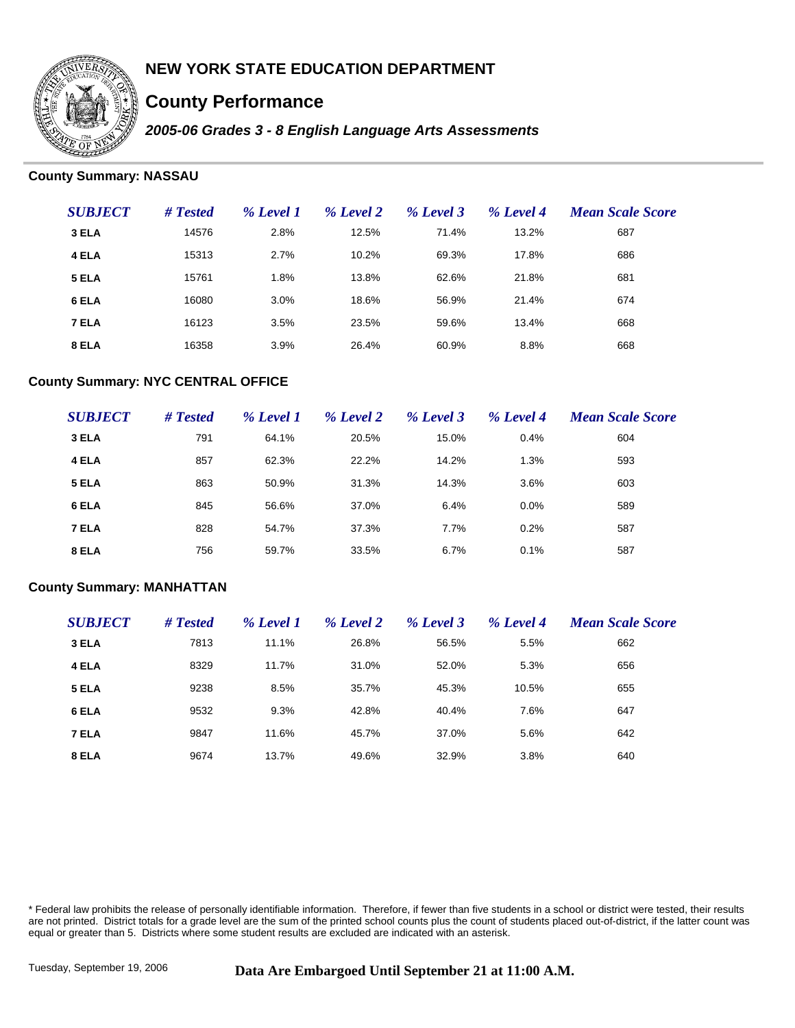# NEW YORK STATE EDUCATION DEPARTMENT

## County Performance

### *2005-06 Grades 3 - 8 English Language Arts Assessments*

**County Summary: NASSAU**

| *SUBJECT* | *# Tested* | *% Level 1* | *% Level 2* | *% Level 3* | *% Level 4* | *Mean Scale Score* |
|---|---|---|---|---|---|---|
| **3 ELA** | 14576 | 2.8% | 12.5% | 71.4% | 13.2% | 687 |
| **4 ELA** | 15313 | 2.7% | 10.2% | 69.3% | 17.8% | 686 |
| **5 ELA** | 15761 | 1.8% | 13.8% | 62.6% | 21.8% | 681 |
| **6 ELA** | 16080 | 3.0% | 18.6% | 56.9% | 21.4% | 674 |
| **7 ELA** | 16123 | 3.5% | 23.5% | 59.6% | 13.4% | 668 |
| **8 ELA** | 16358 | 3.9% | 26.4% | 60.9% | 8.8% | 668 |

**County Summary: NYC CENTRAL OFFICE**

| *SUBJECT* | *# Tested* | *% Level 1* | *% Level 2* | *% Level 3* | *% Level 4* | *Mean Scale Score* |
|---|---|---|---|---|---|---|
| **3 ELA** | 791 | 64.1% | 20.5% | 15.0% | 0.4% | 604 |
| **4 ELA** | 857 | 62.3% | 22.2% | 14.2% | 1.3% | 593 |
| **5 ELA** | 863 | 50.9% | 31.3% | 14.3% | 3.6% | 603 |
| **6 ELA** | 845 | 56.6% | 37.0% | 6.4% | 0.0% | 589 |
| **7 ELA** | 828 | 54.7% | 37.3% | 7.7% | 0.2% | 587 |
| **8 ELA** | 756 | 59.7% | 33.5% | 6.7% | 0.1% | 587 |

**County Summary: MANHATTAN**

| *SUBJECT* | *# Tested* | *% Level 1* | *% Level 2* | *% Level 3* | *% Level 4* | *Mean Scale Score* |
|---|---|---|---|---|---|---|
| **3 ELA** | 7813 | 11.1% | 26.8% | 56.5% | 5.5% | 662 |
| **4 ELA** | 8329 | 11.7% | 31.0% | 52.0% | 5.3% | 656 |
| **5 ELA** | 9238 | 8.5% | 35.7% | 45.3% | 10.5% | 655 |
| **6 ELA** | 9532 | 9.3% | 42.8% | 40.4% | 7.6% | 647 |
| **7 ELA** | 9847 | 11.6% | 45.7% | 37.0% | 5.6% | 642 |
| **8 ELA** | 9674 | 13.7% | 49.6% | 32.9% | 3.8% | 640 |

* Federal law prohibits the release of personally identifiable information. Therefore, if fewer than five students in a school or district were tested, their results are not printed. District totals for a grade level are the sum of the printed school counts plus the count of students placed out-of-district, if the latter count was equal or greater than 5. Districts where some student results are excluded are indicated with an asterisk.

Tuesday, September 19, 2006

**Data Are Embargoed Until September 21 at 11:00 A.M.**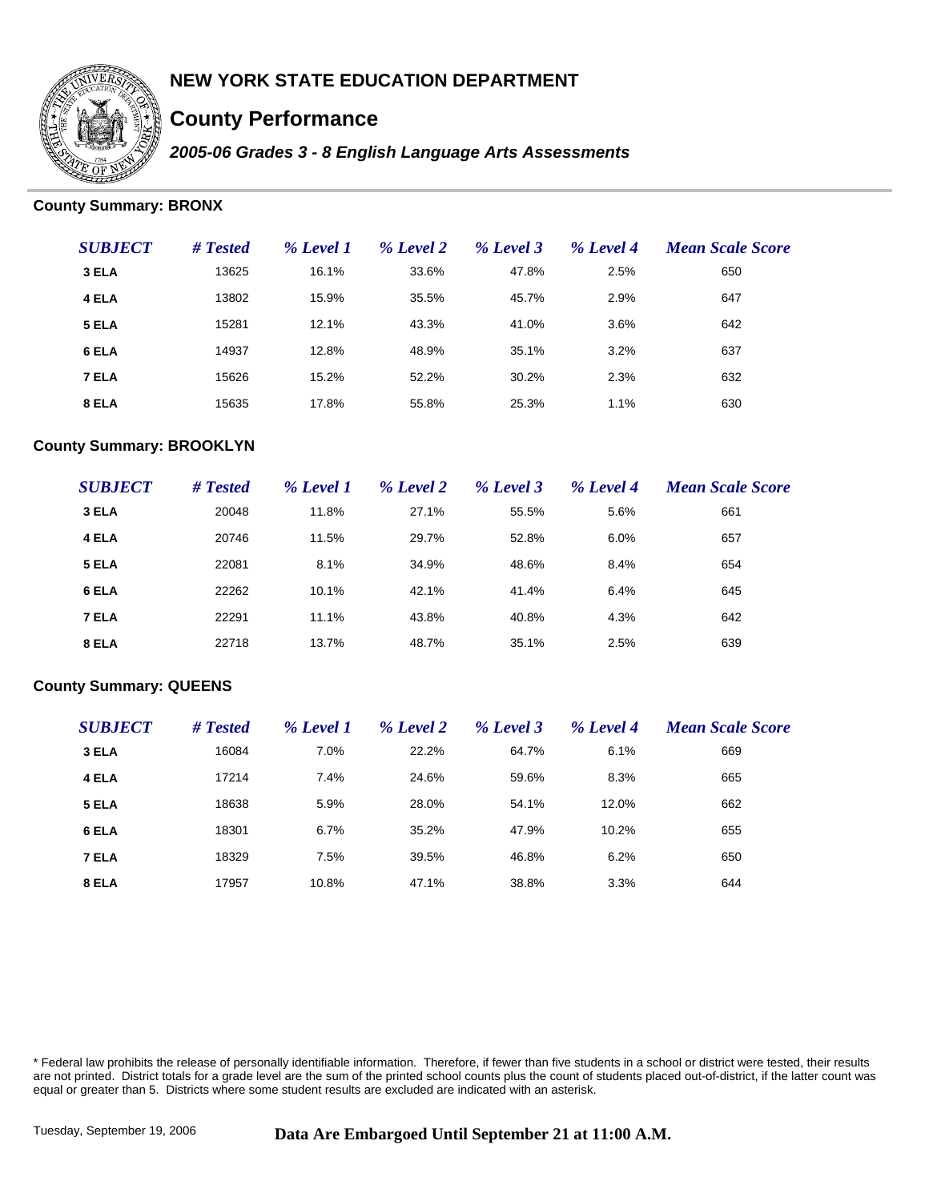# NEW YORK STATE EDUCATION DEPARTMENT

## County Performance

### *2005-06 Grades 3 - 8 English Language Arts Assessments*

**County Summary: BRONX**

| *SUBJECT* | *# Tested* | *% Level 1* | *% Level 2* | *% Level 3* | *% Level 4* | *Mean Scale Score* |
|---|---|---|---|---|---|---|
| **3 ELA** | 13625 | 16.1% | 33.6% | 47.8% | 2.5% | 650 |
| **4 ELA** | 13802 | 15.9% | 35.5% | 45.7% | 2.9% | 647 |
| **5 ELA** | 15281 | 12.1% | 43.3% | 41.0% | 3.6% | 642 |
| **6 ELA** | 14937 | 12.8% | 48.9% | 35.1% | 3.2% | 637 |
| **7 ELA** | 15626 | 15.2% | 52.2% | 30.2% | 2.3% | 632 |
| **8 ELA** | 15635 | 17.8% | 55.8% | 25.3% | 1.1% | 630 |

**County Summary: BROOKLYN**

| *SUBJECT* | *# Tested* | *% Level 1* | *% Level 2* | *% Level 3* | *% Level 4* | *Mean Scale Score* |
|---|---|---|---|---|---|---|
| **3 ELA** | 20048 | 11.8% | 27.1% | 55.5% | 5.6% | 661 |
| **4 ELA** | 20746 | 11.5% | 29.7% | 52.8% | 6.0% | 657 |
| **5 ELA** | 22081 | 8.1% | 34.9% | 48.6% | 8.4% | 654 |
| **6 ELA** | 22262 | 10.1% | 42.1% | 41.4% | 6.4% | 645 |
| **7 ELA** | 22291 | 11.1% | 43.8% | 40.8% | 4.3% | 642 |
| **8 ELA** | 22718 | 13.7% | 48.7% | 35.1% | 2.5% | 639 |

**County Summary: QUEENS**

| *SUBJECT* | *# Tested* | *% Level 1* | *% Level 2* | *% Level 3* | *% Level 4* | *Mean Scale Score* |
|---|---|---|---|---|---|---|
| **3 ELA** | 16084 | 7.0% | 22.2% | 64.7% | 6.1% | 669 |
| **4 ELA** | 17214 | 7.4% | 24.6% | 59.6% | 8.3% | 665 |
| **5 ELA** | 18638 | 5.9% | 28.0% | 54.1% | 12.0% | 662 |
| **6 ELA** | 18301 | 6.7% | 35.2% | 47.9% | 10.2% | 655 |
| **7 ELA** | 18329 | 7.5% | 39.5% | 46.8% | 6.2% | 650 |
| **8 ELA** | 17957 | 10.8% | 47.1% | 38.8% | 3.3% | 644 |

* Federal law prohibits the release of personally identifiable information. Therefore, if fewer than five students in a school or district were tested, their results are not printed. District totals for a grade level are the sum of the printed school counts plus the count of students placed out-of-district, if the latter count was equal or greater than 5. Districts where some student results are excluded are indicated with an asterisk.

Tuesday, September 19, 2006

**Data Are Embargoed Until September 21 at 11:00 A.M.**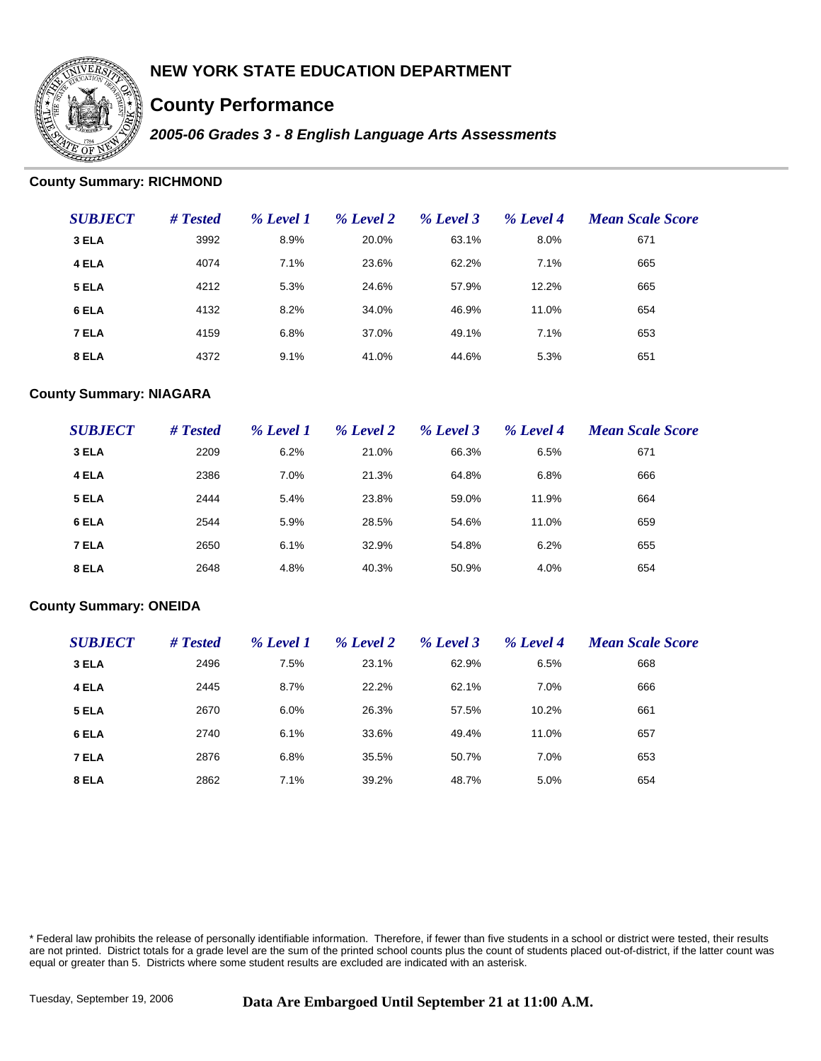# NEW YORK STATE EDUCATION DEPARTMENT

## County Performance

### *2005-06 Grades 3 - 8 English Language Arts Assessments*

**County Summary: RICHMOND**

| *SUBJECT* | *# Tested* | *% Level 1* | *% Level 2* | *% Level 3* | *% Level 4* | *Mean Scale Score* |
|---|---|---|---|---|---|---|
| **3 ELA** | 3992 | 8.9% | 20.0% | 63.1% | 8.0% | 671 |
| **4 ELA** | 4074 | 7.1% | 23.6% | 62.2% | 7.1% | 665 |
| **5 ELA** | 4212 | 5.3% | 24.6% | 57.9% | 12.2% | 665 |
| **6 ELA** | 4132 | 8.2% | 34.0% | 46.9% | 11.0% | 654 |
| **7 ELA** | 4159 | 6.8% | 37.0% | 49.1% | 7.1% | 653 |
| **8 ELA** | 4372 | 9.1% | 41.0% | 44.6% | 5.3% | 651 |

**County Summary: NIAGARA**

| *SUBJECT* | *# Tested* | *% Level 1* | *% Level 2* | *% Level 3* | *% Level 4* | *Mean Scale Score* |
|---|---|---|---|---|---|---|
| **3 ELA** | 2209 | 6.2% | 21.0% | 66.3% | 6.5% | 671 |
| **4 ELA** | 2386 | 7.0% | 21.3% | 64.8% | 6.8% | 666 |
| **5 ELA** | 2444 | 5.4% | 23.8% | 59.0% | 11.9% | 664 |
| **6 ELA** | 2544 | 5.9% | 28.5% | 54.6% | 11.0% | 659 |
| **7 ELA** | 2650 | 6.1% | 32.9% | 54.8% | 6.2% | 655 |
| **8 ELA** | 2648 | 4.8% | 40.3% | 50.9% | 4.0% | 654 |

**County Summary: ONEIDA**

| *SUBJECT* | *# Tested* | *% Level 1* | *% Level 2* | *% Level 3* | *% Level 4* | *Mean Scale Score* |
|---|---|---|---|---|---|---|
| **3 ELA** | 2496 | 7.5% | 23.1% | 62.9% | 6.5% | 668 |
| **4 ELA** | 2445 | 8.7% | 22.2% | 62.1% | 7.0% | 666 |
| **5 ELA** | 2670 | 6.0% | 26.3% | 57.5% | 10.2% | 661 |
| **6 ELA** | 2740 | 6.1% | 33.6% | 49.4% | 11.0% | 657 |
| **7 ELA** | 2876 | 6.8% | 35.5% | 50.7% | 7.0% | 653 |
| **8 ELA** | 2862 | 7.1% | 39.2% | 48.7% | 5.0% | 654 |

* Federal law prohibits the release of personally identifiable information. Therefore, if fewer than five students in a school or district were tested, their results are not printed. District totals for a grade level are the sum of the printed school counts plus the count of students placed out-of-district, if the latter count was equal or greater than 5. Districts where some student results are excluded are indicated with an asterisk.

Tuesday, September 19, 2006

**Data Are Embargoed Until September 21 at 11:00 A.M.**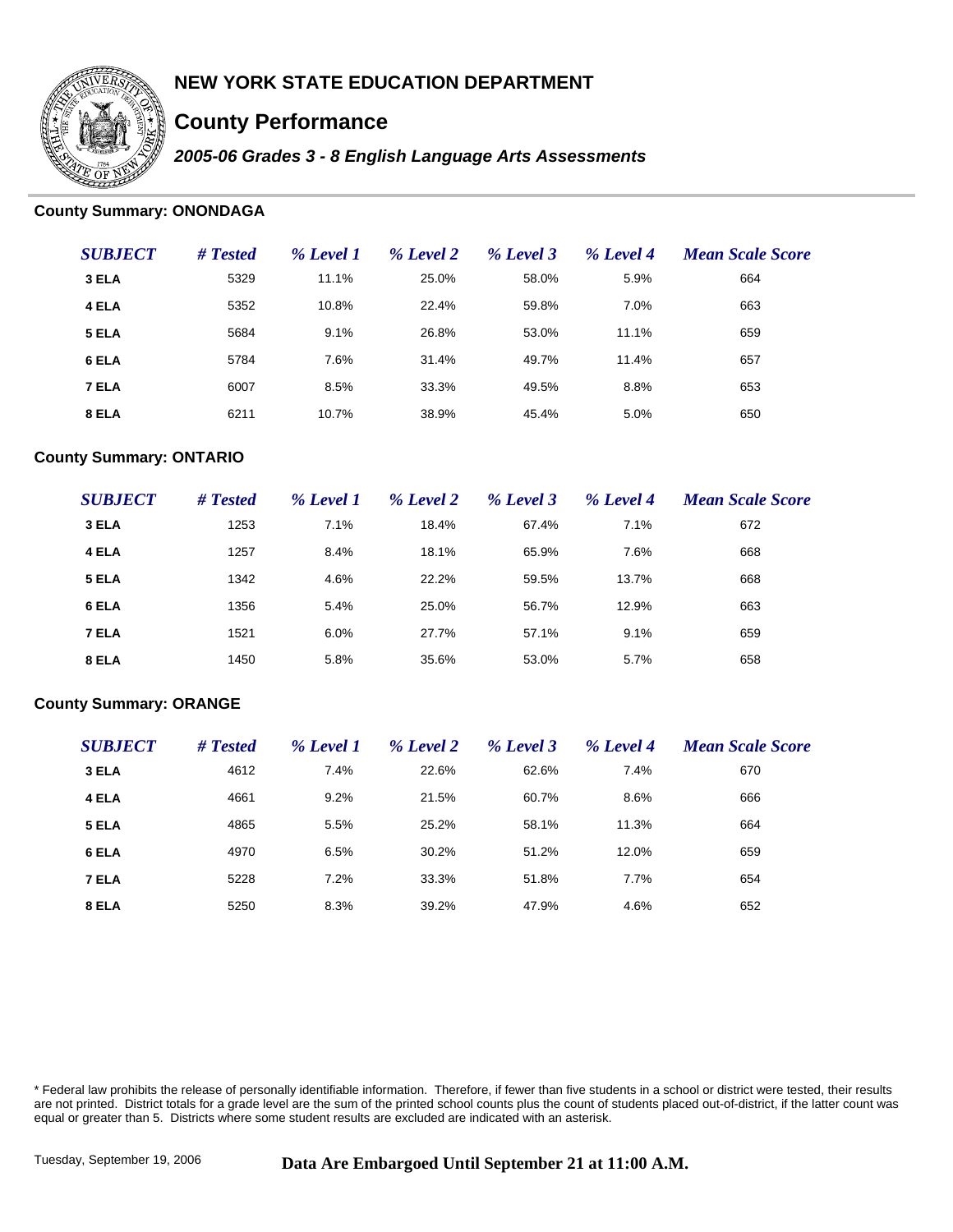# NEW YORK STATE EDUCATION DEPARTMENT

## County Performance

### *2005-06 Grades 3 - 8 English Language Arts Assessments*

**County Summary: ONONDAGA**

| *SUBJECT* | *# Tested* | *% Level 1* | *% Level 2* | *% Level 3* | *% Level 4* | *Mean Scale Score* |
|---|---|---|---|---|---|---|
| **3 ELA** | 5329 | 11.1% | 25.0% | 58.0% | 5.9% | 664 |
| **4 ELA** | 5352 | 10.8% | 22.4% | 59.8% | 7.0% | 663 |
| **5 ELA** | 5684 | 9.1% | 26.8% | 53.0% | 11.1% | 659 |
| **6 ELA** | 5784 | 7.6% | 31.4% | 49.7% | 11.4% | 657 |
| **7 ELA** | 6007 | 8.5% | 33.3% | 49.5% | 8.8% | 653 |
| **8 ELA** | 6211 | 10.7% | 38.9% | 45.4% | 5.0% | 650 |

**County Summary: ONTARIO**

| *SUBJECT* | *# Tested* | *% Level 1* | *% Level 2* | *% Level 3* | *% Level 4* | *Mean Scale Score* |
|---|---|---|---|---|---|---|
| **3 ELA** | 1253 | 7.1% | 18.4% | 67.4% | 7.1% | 672 |
| **4 ELA** | 1257 | 8.4% | 18.1% | 65.9% | 7.6% | 668 |
| **5 ELA** | 1342 | 4.6% | 22.2% | 59.5% | 13.7% | 668 |
| **6 ELA** | 1356 | 5.4% | 25.0% | 56.7% | 12.9% | 663 |
| **7 ELA** | 1521 | 6.0% | 27.7% | 57.1% | 9.1% | 659 |
| **8 ELA** | 1450 | 5.8% | 35.6% | 53.0% | 5.7% | 658 |

**County Summary: ORANGE**

| *SUBJECT* | *# Tested* | *% Level 1* | *% Level 2* | *% Level 3* | *% Level 4* | *Mean Scale Score* |
|---|---|---|---|---|---|---|
| **3 ELA** | 4612 | 7.4% | 22.6% | 62.6% | 7.4% | 670 |
| **4 ELA** | 4661 | 9.2% | 21.5% | 60.7% | 8.6% | 666 |
| **5 ELA** | 4865 | 5.5% | 25.2% | 58.1% | 11.3% | 664 |
| **6 ELA** | 4970 | 6.5% | 30.2% | 51.2% | 12.0% | 659 |
| **7 ELA** | 5228 | 7.2% | 33.3% | 51.8% | 7.7% | 654 |
| **8 ELA** | 5250 | 8.3% | 39.2% | 47.9% | 4.6% | 652 |

\* Federal law prohibits the release of personally identifiable information. Therefore, if fewer than five students in a school or district were tested, their results are not printed. District totals for a grade level are the sum of the printed school counts plus the count of students placed out-of-district, if the latter count was equal or greater than 5. Districts where some student results are excluded are indicated with an asterisk.

Tuesday, September 19, 2006

**Data Are Embargoed Until September 21 at 11:00 A.M.**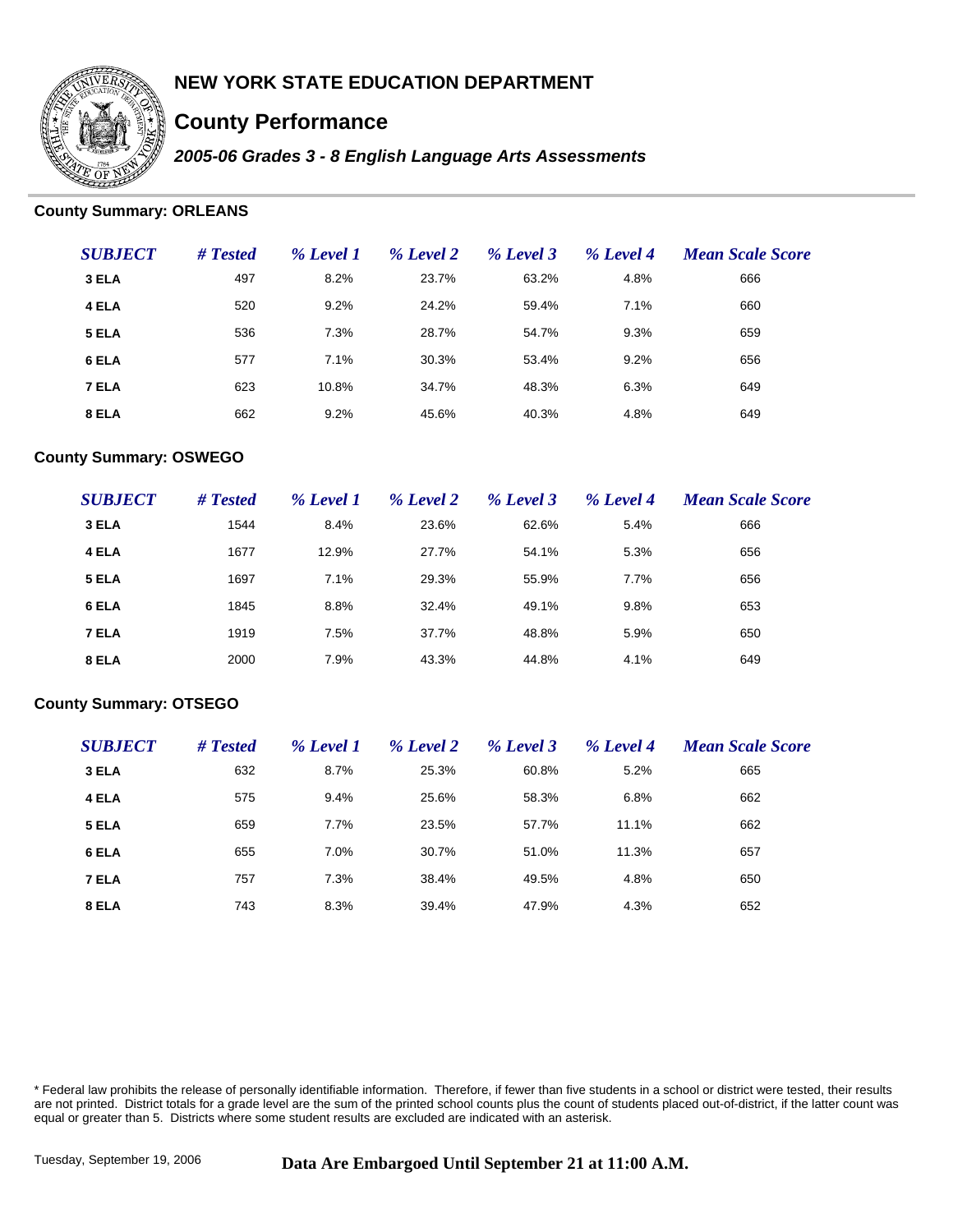# NEW YORK STATE EDUCATION DEPARTMENT

## County Performance

***2005-06 Grades 3 - 8 English Language Arts Assessments***

### County Summary: ORLEANS

| *SUBJECT* | *# Tested* | *% Level 1* | *% Level 2* | *% Level 3* | *% Level 4* | *Mean Scale Score* |
|---|---|---|---|---|---|---|
| **3 ELA** | 497 | 8.2% | 23.7% | 63.2% | 4.8% | 666 |
| **4 ELA** | 520 | 9.2% | 24.2% | 59.4% | 7.1% | 660 |
| **5 ELA** | 536 | 7.3% | 28.7% | 54.7% | 9.3% | 659 |
| **6 ELA** | 577 | 7.1% | 30.3% | 53.4% | 9.2% | 656 |
| **7 ELA** | 623 | 10.8% | 34.7% | 48.3% | 6.3% | 649 |
| **8 ELA** | 662 | 9.2% | 45.6% | 40.3% | 4.8% | 649 |

### County Summary: OSWEGO

| *SUBJECT* | *# Tested* | *% Level 1* | *% Level 2* | *% Level 3* | *% Level 4* | *Mean Scale Score* |
|---|---|---|---|---|---|---|
| **3 ELA** | 1544 | 8.4% | 23.6% | 62.6% | 5.4% | 666 |
| **4 ELA** | 1677 | 12.9% | 27.7% | 54.1% | 5.3% | 656 |
| **5 ELA** | 1697 | 7.1% | 29.3% | 55.9% | 7.7% | 656 |
| **6 ELA** | 1845 | 8.8% | 32.4% | 49.1% | 9.8% | 653 |
| **7 ELA** | 1919 | 7.5% | 37.7% | 48.8% | 5.9% | 650 |
| **8 ELA** | 2000 | 7.9% | 43.3% | 44.8% | 4.1% | 649 |

### County Summary: OTSEGO

| *SUBJECT* | *# Tested* | *% Level 1* | *% Level 2* | *% Level 3* | *% Level 4* | *Mean Scale Score* |
|---|---|---|---|---|---|---|
| **3 ELA** | 632 | 8.7% | 25.3% | 60.8% | 5.2% | 665 |
| **4 ELA** | 575 | 9.4% | 25.6% | 58.3% | 6.8% | 662 |
| **5 ELA** | 659 | 7.7% | 23.5% | 57.7% | 11.1% | 662 |
| **6 ELA** | 655 | 7.0% | 30.7% | 51.0% | 11.3% | 657 |
| **7 ELA** | 757 | 7.3% | 38.4% | 49.5% | 4.8% | 650 |
| **8 ELA** | 743 | 8.3% | 39.4% | 47.9% | 4.3% | 652 |

* Federal law prohibits the release of personally identifiable information. Therefore, if fewer than five students in a school or district were tested, their results are not printed. District totals for a grade level are the sum of the printed school counts plus the count of students placed out-of-district, if the latter count was equal or greater than 5. Districts where some student results are excluded are indicated with an asterisk.

Tuesday, September 19, 2006

**Data Are Embargoed Until September 21 at 11:00 A.M.**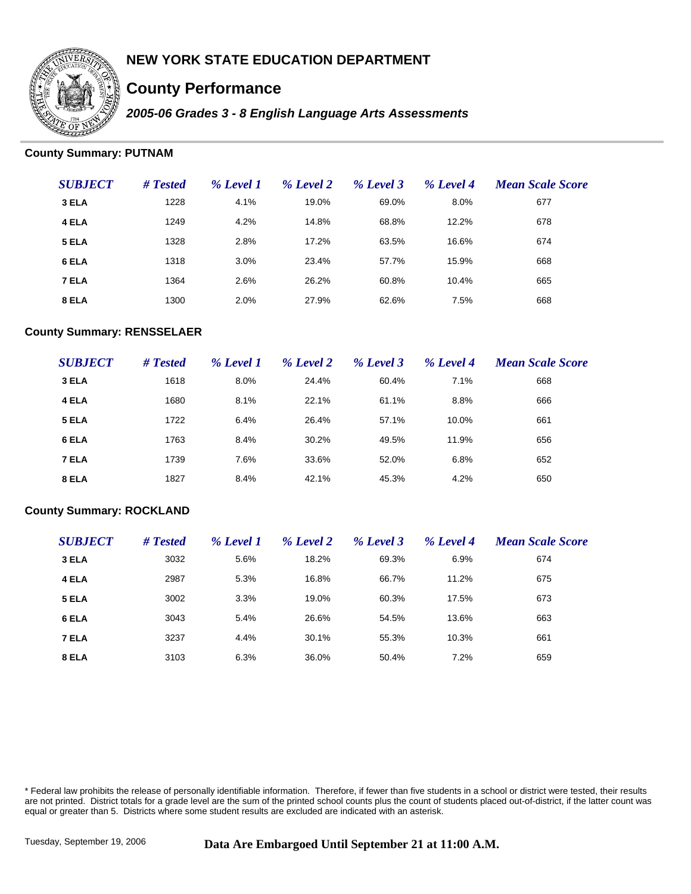# NEW YORK STATE EDUCATION DEPARTMENT

## County Performance

***2005-06 Grades 3 - 8 English Language Arts Assessments***

### County Summary: PUTNAM

| *SUBJECT* | *# Tested* | *% Level 1* | *% Level 2* | *% Level 3* | *% Level 4* | *Mean Scale Score* |
|---|---|---|---|---|---|---|
| **3 ELA** | 1228 | 4.1% | 19.0% | 69.0% | 8.0% | 677 |
| **4 ELA** | 1249 | 4.2% | 14.8% | 68.8% | 12.2% | 678 |
| **5 ELA** | 1328 | 2.8% | 17.2% | 63.5% | 16.6% | 674 |
| **6 ELA** | 1318 | 3.0% | 23.4% | 57.7% | 15.9% | 668 |
| **7 ELA** | 1364 | 2.6% | 26.2% | 60.8% | 10.4% | 665 |
| **8 ELA** | 1300 | 2.0% | 27.9% | 62.6% | 7.5% | 668 |

### County Summary: RENSSELAER

| *SUBJECT* | *# Tested* | *% Level 1* | *% Level 2* | *% Level 3* | *% Level 4* | *Mean Scale Score* |
|---|---|---|---|---|---|---|
| **3 ELA** | 1618 | 8.0% | 24.4% | 60.4% | 7.1% | 668 |
| **4 ELA** | 1680 | 8.1% | 22.1% | 61.1% | 8.8% | 666 |
| **5 ELA** | 1722 | 6.4% | 26.4% | 57.1% | 10.0% | 661 |
| **6 ELA** | 1763 | 8.4% | 30.2% | 49.5% | 11.9% | 656 |
| **7 ELA** | 1739 | 7.6% | 33.6% | 52.0% | 6.8% | 652 |
| **8 ELA** | 1827 | 8.4% | 42.1% | 45.3% | 4.2% | 650 |

### County Summary: ROCKLAND

| *SUBJECT* | *# Tested* | *% Level 1* | *% Level 2* | *% Level 3* | *% Level 4* | *Mean Scale Score* |
|---|---|---|---|---|---|---|
| **3 ELA** | 3032 | 5.6% | 18.2% | 69.3% | 6.9% | 674 |
| **4 ELA** | 2987 | 5.3% | 16.8% | 66.7% | 11.2% | 675 |
| **5 ELA** | 3002 | 3.3% | 19.0% | 60.3% | 17.5% | 673 |
| **6 ELA** | 3043 | 5.4% | 26.6% | 54.5% | 13.6% | 663 |
| **7 ELA** | 3237 | 4.4% | 30.1% | 55.3% | 10.3% | 661 |
| **8 ELA** | 3103 | 6.3% | 36.0% | 50.4% | 7.2% | 659 |

* Federal law prohibits the release of personally identifiable information. Therefore, if fewer than five students in a school or district were tested, their results are not printed. District totals for a grade level are the sum of the printed school counts plus the count of students placed out-of-district, if the latter count was equal or greater than 5. Districts where some student results are excluded are indicated with an asterisk.

Tuesday, September 19, 2006

**Data Are Embargoed Until September 21 at 11:00 A.M.**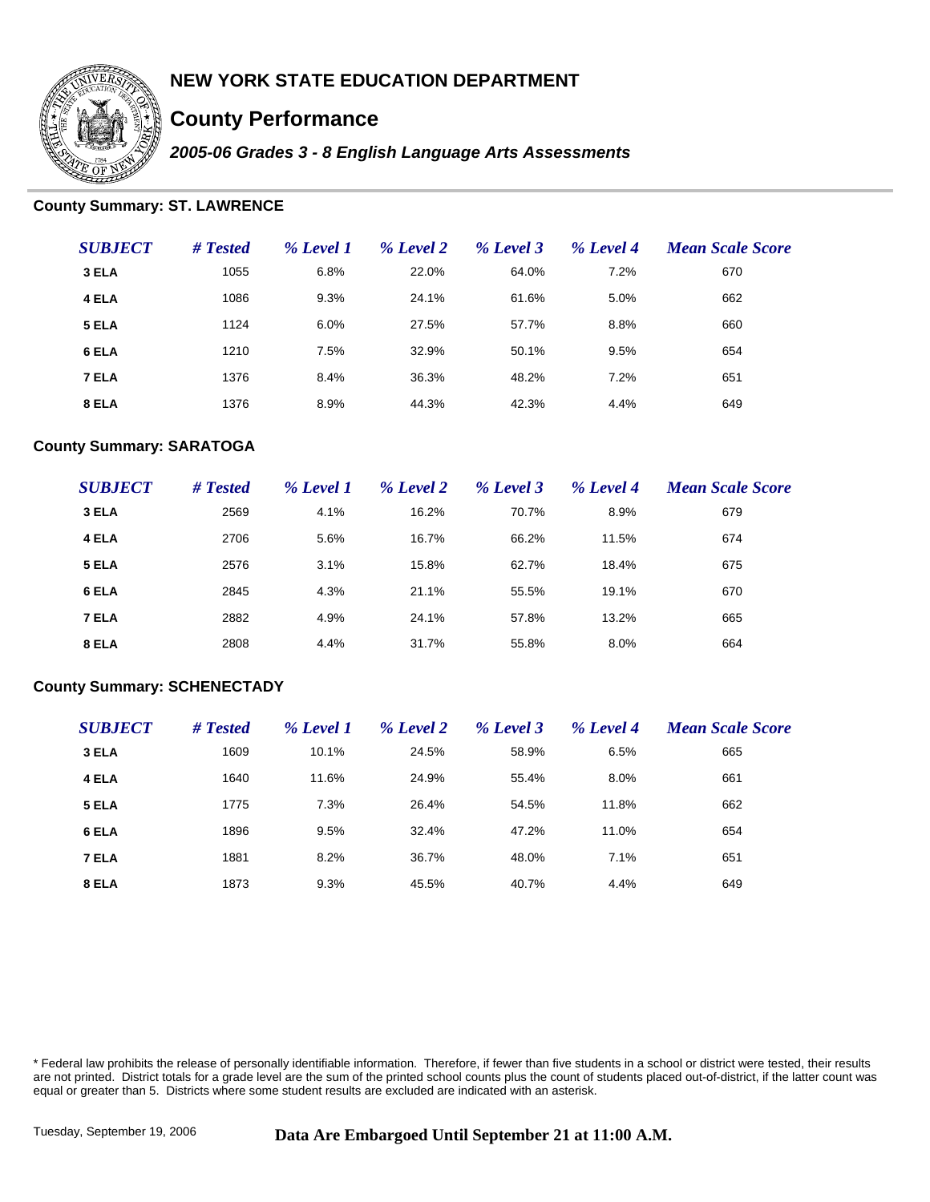# NEW YORK STATE EDUCATION DEPARTMENT

## County Performance

### *2005-06 Grades 3 - 8 English Language Arts Assessments*

**County Summary: ST. LAWRENCE**

| *SUBJECT* | *# Tested* | *% Level 1* | *% Level 2* | *% Level 3* | *% Level 4* | *Mean Scale Score* |
|---|---|---|---|---|---|---|
| **3 ELA** | 1055 | 6.8% | 22.0% | 64.0% | 7.2% | 670 |
| **4 ELA** | 1086 | 9.3% | 24.1% | 61.6% | 5.0% | 662 |
| **5 ELA** | 1124 | 6.0% | 27.5% | 57.7% | 8.8% | 660 |
| **6 ELA** | 1210 | 7.5% | 32.9% | 50.1% | 9.5% | 654 |
| **7 ELA** | 1376 | 8.4% | 36.3% | 48.2% | 7.2% | 651 |
| **8 ELA** | 1376 | 8.9% | 44.3% | 42.3% | 4.4% | 649 |

**County Summary: SARATOGA**

| *SUBJECT* | *# Tested* | *% Level 1* | *% Level 2* | *% Level 3* | *% Level 4* | *Mean Scale Score* |
|---|---|---|---|---|---|---|
| **3 ELA** | 2569 | 4.1% | 16.2% | 70.7% | 8.9% | 679 |
| **4 ELA** | 2706 | 5.6% | 16.7% | 66.2% | 11.5% | 674 |
| **5 ELA** | 2576 | 3.1% | 15.8% | 62.7% | 18.4% | 675 |
| **6 ELA** | 2845 | 4.3% | 21.1% | 55.5% | 19.1% | 670 |
| **7 ELA** | 2882 | 4.9% | 24.1% | 57.8% | 13.2% | 665 |
| **8 ELA** | 2808 | 4.4% | 31.7% | 55.8% | 8.0% | 664 |

**County Summary: SCHENECTADY**

| *SUBJECT* | *# Tested* | *% Level 1* | *% Level 2* | *% Level 3* | *% Level 4* | *Mean Scale Score* |
|---|---|---|---|---|---|---|
| **3 ELA** | 1609 | 10.1% | 24.5% | 58.9% | 6.5% | 665 |
| **4 ELA** | 1640 | 11.6% | 24.9% | 55.4% | 8.0% | 661 |
| **5 ELA** | 1775 | 7.3% | 26.4% | 54.5% | 11.8% | 662 |
| **6 ELA** | 1896 | 9.5% | 32.4% | 47.2% | 11.0% | 654 |
| **7 ELA** | 1881 | 8.2% | 36.7% | 48.0% | 7.1% | 651 |
| **8 ELA** | 1873 | 9.3% | 45.5% | 40.7% | 4.4% | 649 |

* Federal law prohibits the release of personally identifiable information. Therefore, if fewer than five students in a school or district were tested, their results are not printed. District totals for a grade level are the sum of the printed school counts plus the count of students placed out-of-district, if the latter count was equal or greater than 5. Districts where some student results are excluded are indicated with an asterisk.

Tuesday, September 19, 2006 **Data Are Embargoed Until September 21 at 11:00 A.M.**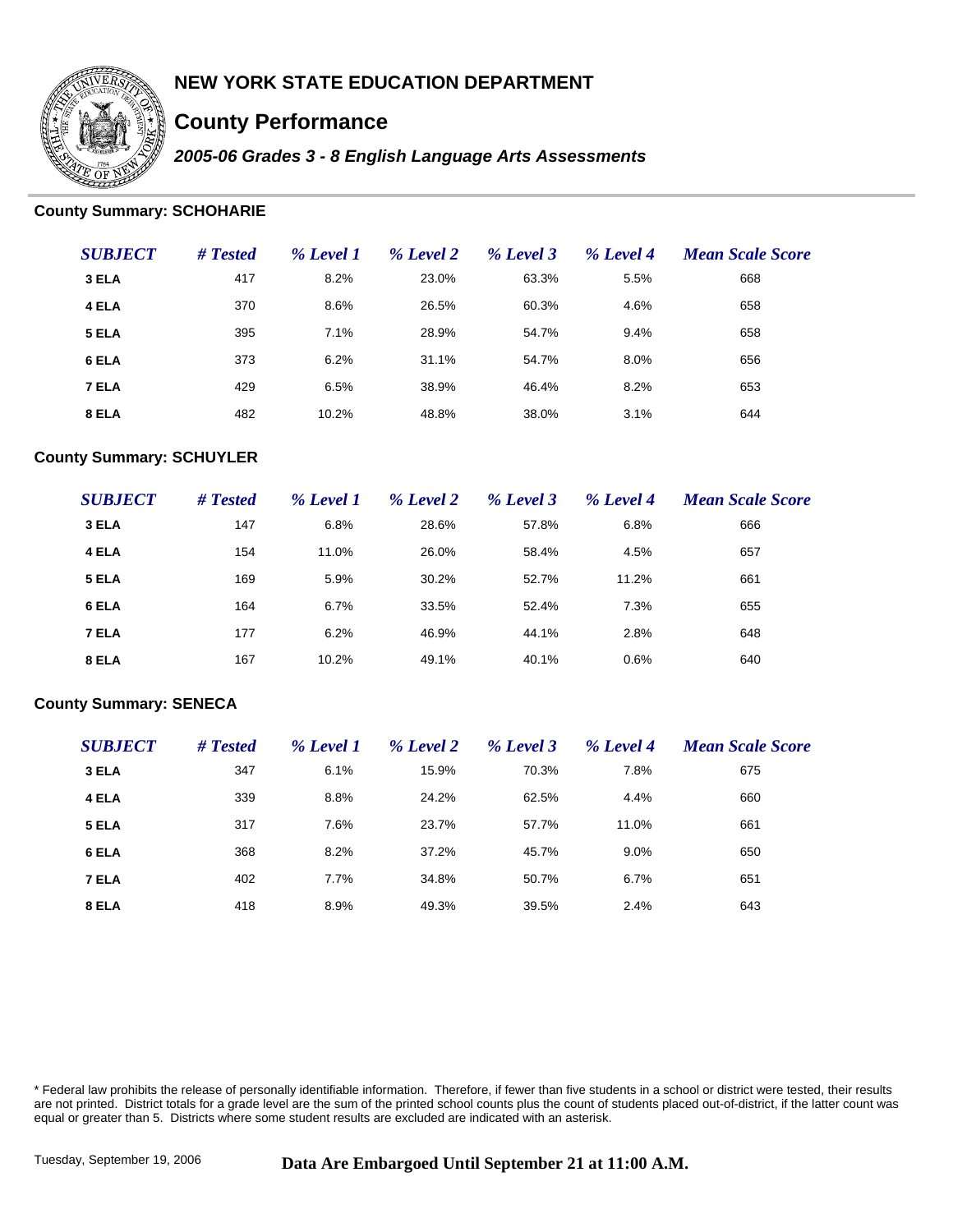# NEW YORK STATE EDUCATION DEPARTMENT

## County Performance

***2005-06 Grades 3 - 8 English Language Arts Assessments***

### County Summary: SCHOHARIE

| SUBJECT | # Tested | % Level 1 | % Level 2 | % Level 3 | % Level 4 | Mean Scale Score |
|---|---|---|---|---|---|---|
| 3 ELA | 417 | 8.2% | 23.0% | 63.3% | 5.5% | 668 |
| 4 ELA | 370 | 8.6% | 26.5% | 60.3% | 4.6% | 658 |
| 5 ELA | 395 | 7.1% | 28.9% | 54.7% | 9.4% | 658 |
| 6 ELA | 373 | 6.2% | 31.1% | 54.7% | 8.0% | 656 |
| 7 ELA | 429 | 6.5% | 38.9% | 46.4% | 8.2% | 653 |
| 8 ELA | 482 | 10.2% | 48.8% | 38.0% | 3.1% | 644 |

### County Summary: SCHUYLER

| SUBJECT | # Tested | % Level 1 | % Level 2 | % Level 3 | % Level 4 | Mean Scale Score |
|---|---|---|---|---|---|---|
| 3 ELA | 147 | 6.8% | 28.6% | 57.8% | 6.8% | 666 |
| 4 ELA | 154 | 11.0% | 26.0% | 58.4% | 4.5% | 657 |
| 5 ELA | 169 | 5.9% | 30.2% | 52.7% | 11.2% | 661 |
| 6 ELA | 164 | 6.7% | 33.5% | 52.4% | 7.3% | 655 |
| 7 ELA | 177 | 6.2% | 46.9% | 44.1% | 2.8% | 648 |
| 8 ELA | 167 | 10.2% | 49.1% | 40.1% | 0.6% | 640 |

### County Summary: SENECA

| SUBJECT | # Tested | % Level 1 | % Level 2 | % Level 3 | % Level 4 | Mean Scale Score |
|---|---|---|---|---|---|---|
| 3 ELA | 347 | 6.1% | 15.9% | 70.3% | 7.8% | 675 |
| 4 ELA | 339 | 8.8% | 24.2% | 62.5% | 4.4% | 660 |
| 5 ELA | 317 | 7.6% | 23.7% | 57.7% | 11.0% | 661 |
| 6 ELA | 368 | 8.2% | 37.2% | 45.7% | 9.0% | 650 |
| 7 ELA | 402 | 7.7% | 34.8% | 50.7% | 6.7% | 651 |
| 8 ELA | 418 | 8.9% | 49.3% | 39.5% | 2.4% | 643 |

* Federal law prohibits the release of personally identifiable information. Therefore, if fewer than five students in a school or district were tested, their results are not printed. District totals for a grade level are the sum of the printed school counts plus the count of students placed out-of-district, if the latter count was equal or greater than 5. Districts where some student results are excluded are indicated with an asterisk.

Tuesday, September 19, 2006

**Data Are Embargoed Until September 21 at 11:00 A.M.**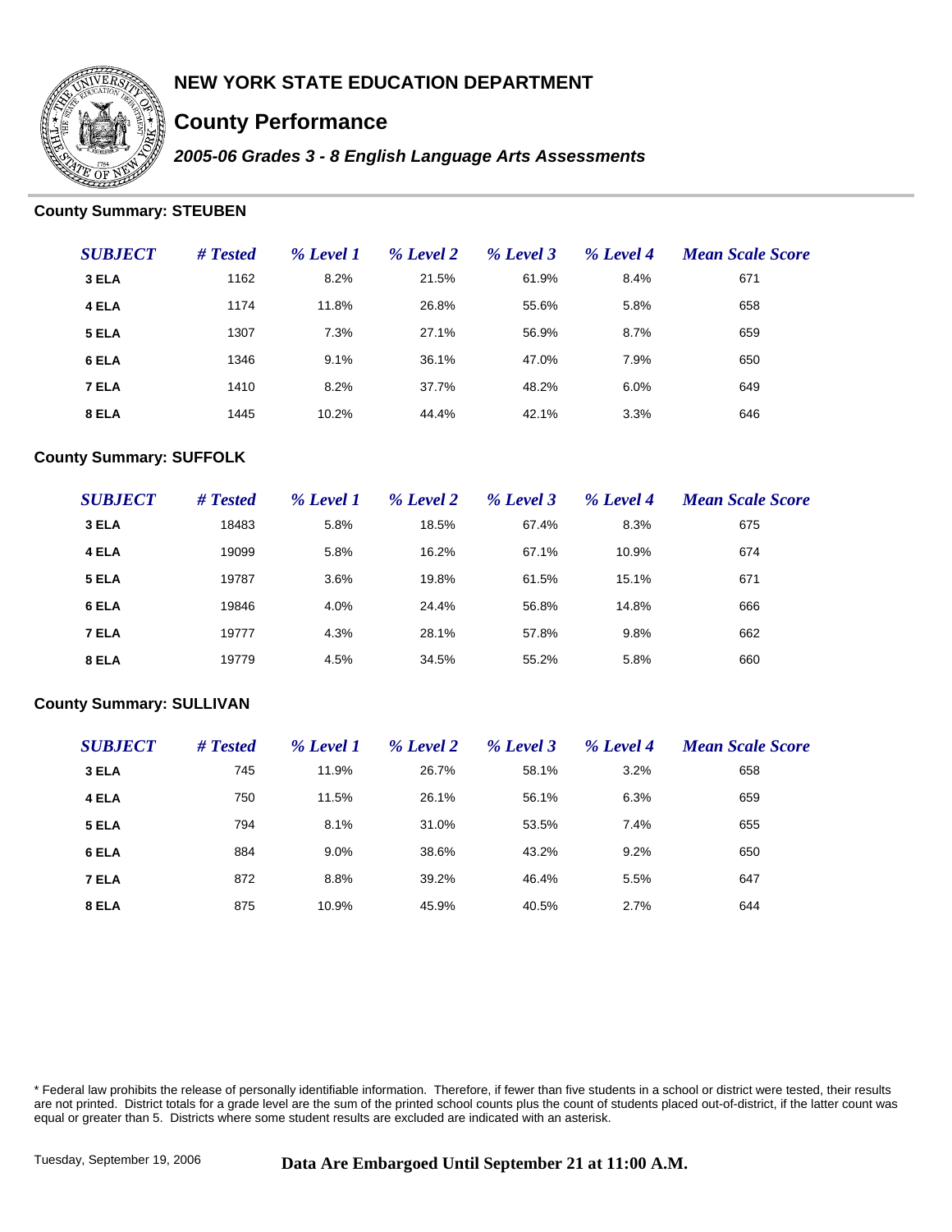# NEW YORK STATE EDUCATION DEPARTMENT

## County Performance

### *2005-06 Grades 3 - 8 English Language Arts Assessments*

**County Summary: STEUBEN**

| *SUBJECT* | *# Tested* | *% Level 1* | *% Level 2* | *% Level 3* | *% Level 4* | *Mean Scale Score* |
|---|---|---|---|---|---|---|
| **3 ELA** | 1162 | 8.2% | 21.5% | 61.9% | 8.4% | 671 |
| **4 ELA** | 1174 | 11.8% | 26.8% | 55.6% | 5.8% | 658 |
| **5 ELA** | 1307 | 7.3% | 27.1% | 56.9% | 8.7% | 659 |
| **6 ELA** | 1346 | 9.1% | 36.1% | 47.0% | 7.9% | 650 |
| **7 ELA** | 1410 | 8.2% | 37.7% | 48.2% | 6.0% | 649 |
| **8 ELA** | 1445 | 10.2% | 44.4% | 42.1% | 3.3% | 646 |

**County Summary: SUFFOLK**

| *SUBJECT* | *# Tested* | *% Level 1* | *% Level 2* | *% Level 3* | *% Level 4* | *Mean Scale Score* |
|---|---|---|---|---|---|---|
| **3 ELA** | 18483 | 5.8% | 18.5% | 67.4% | 8.3% | 675 |
| **4 ELA** | 19099 | 5.8% | 16.2% | 67.1% | 10.9% | 674 |
| **5 ELA** | 19787 | 3.6% | 19.8% | 61.5% | 15.1% | 671 |
| **6 ELA** | 19846 | 4.0% | 24.4% | 56.8% | 14.8% | 666 |
| **7 ELA** | 19777 | 4.3% | 28.1% | 57.8% | 9.8% | 662 |
| **8 ELA** | 19779 | 4.5% | 34.5% | 55.2% | 5.8% | 660 |

**County Summary: SULLIVAN**

| *SUBJECT* | *# Tested* | *% Level 1* | *% Level 2* | *% Level 3* | *% Level 4* | *Mean Scale Score* |
|---|---|---|---|---|---|---|
| **3 ELA** | 745 | 11.9% | 26.7% | 58.1% | 3.2% | 658 |
| **4 ELA** | 750 | 11.5% | 26.1% | 56.1% | 6.3% | 659 |
| **5 ELA** | 794 | 8.1% | 31.0% | 53.5% | 7.4% | 655 |
| **6 ELA** | 884 | 9.0% | 38.6% | 43.2% | 9.2% | 650 |
| **7 ELA** | 872 | 8.8% | 39.2% | 46.4% | 5.5% | 647 |
| **8 ELA** | 875 | 10.9% | 45.9% | 40.5% | 2.7% | 644 |

* Federal law prohibits the release of personally identifiable information. Therefore, if fewer than five students in a school or district were tested, their results are not printed. District totals for a grade level are the sum of the printed school counts plus the count of students placed out-of-district, if the latter count was equal or greater than 5. Districts where some student results are excluded are indicated with an asterisk.

Tuesday, September 19, 2006 **Data Are Embargoed Until September 21 at 11:00 A.M.**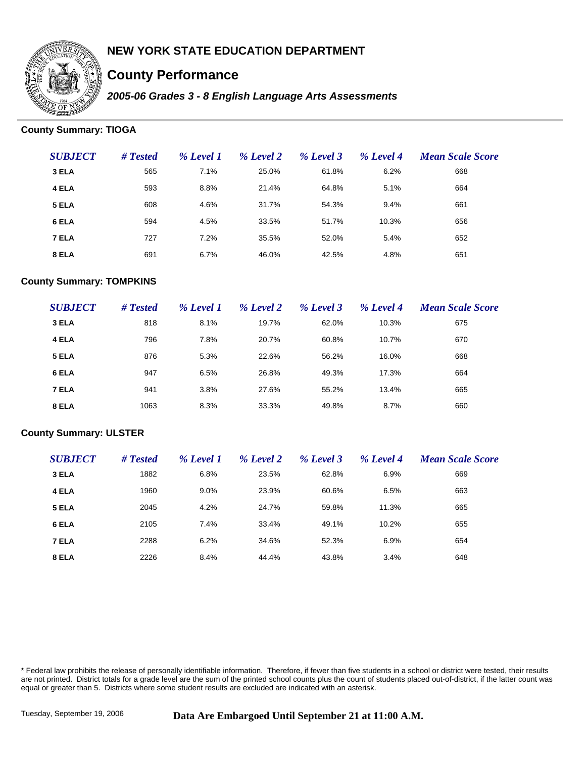# NEW YORK STATE EDUCATION DEPARTMENT

## County Performance

***2005-06 Grades 3 - 8 English Language Arts Assessments***

### County Summary: TIOGA

| *SUBJECT* | *# Tested* | *% Level 1* | *% Level 2* | *% Level 3* | *% Level 4* | *Mean Scale Score* |
|---|---|---|---|---|---|---|
| **3 ELA** | 565 | 7.1% | 25.0% | 61.8% | 6.2% | 668 |
| **4 ELA** | 593 | 8.8% | 21.4% | 64.8% | 5.1% | 664 |
| **5 ELA** | 608 | 4.6% | 31.7% | 54.3% | 9.4% | 661 |
| **6 ELA** | 594 | 4.5% | 33.5% | 51.7% | 10.3% | 656 |
| **7 ELA** | 727 | 7.2% | 35.5% | 52.0% | 5.4% | 652 |
| **8 ELA** | 691 | 6.7% | 46.0% | 42.5% | 4.8% | 651 |

### County Summary: TOMPKINS

| *SUBJECT* | *# Tested* | *% Level 1* | *% Level 2* | *% Level 3* | *% Level 4* | *Mean Scale Score* |
|---|---|---|---|---|---|---|
| **3 ELA** | 818 | 8.1% | 19.7% | 62.0% | 10.3% | 675 |
| **4 ELA** | 796 | 7.8% | 20.7% | 60.8% | 10.7% | 670 |
| **5 ELA** | 876 | 5.3% | 22.6% | 56.2% | 16.0% | 668 |
| **6 ELA** | 947 | 6.5% | 26.8% | 49.3% | 17.3% | 664 |
| **7 ELA** | 941 | 3.8% | 27.6% | 55.2% | 13.4% | 665 |
| **8 ELA** | 1063 | 8.3% | 33.3% | 49.8% | 8.7% | 660 |

### County Summary: ULSTER

| *SUBJECT* | *# Tested* | *% Level 1* | *% Level 2* | *% Level 3* | *% Level 4* | *Mean Scale Score* |
|---|---|---|---|---|---|---|
| **3 ELA** | 1882 | 6.8% | 23.5% | 62.8% | 6.9% | 669 |
| **4 ELA** | 1960 | 9.0% | 23.9% | 60.6% | 6.5% | 663 |
| **5 ELA** | 2045 | 4.2% | 24.7% | 59.8% | 11.3% | 665 |
| **6 ELA** | 2105 | 7.4% | 33.4% | 49.1% | 10.2% | 655 |
| **7 ELA** | 2288 | 6.2% | 34.6% | 52.3% | 6.9% | 654 |
| **8 ELA** | 2226 | 8.4% | 44.4% | 43.8% | 3.4% | 648 |

* Federal law prohibits the release of personally identifiable information. Therefore, if fewer than five students in a school or district were tested, their results are not printed. District totals for a grade level are the sum of the printed school counts plus the count of students placed out-of-district, if the latter count was equal or greater than 5. Districts where some student results are excluded are indicated with an asterisk.

Tuesday, September 19, 2006

**Data Are Embargoed Until September 21 at 11:00 A.M.**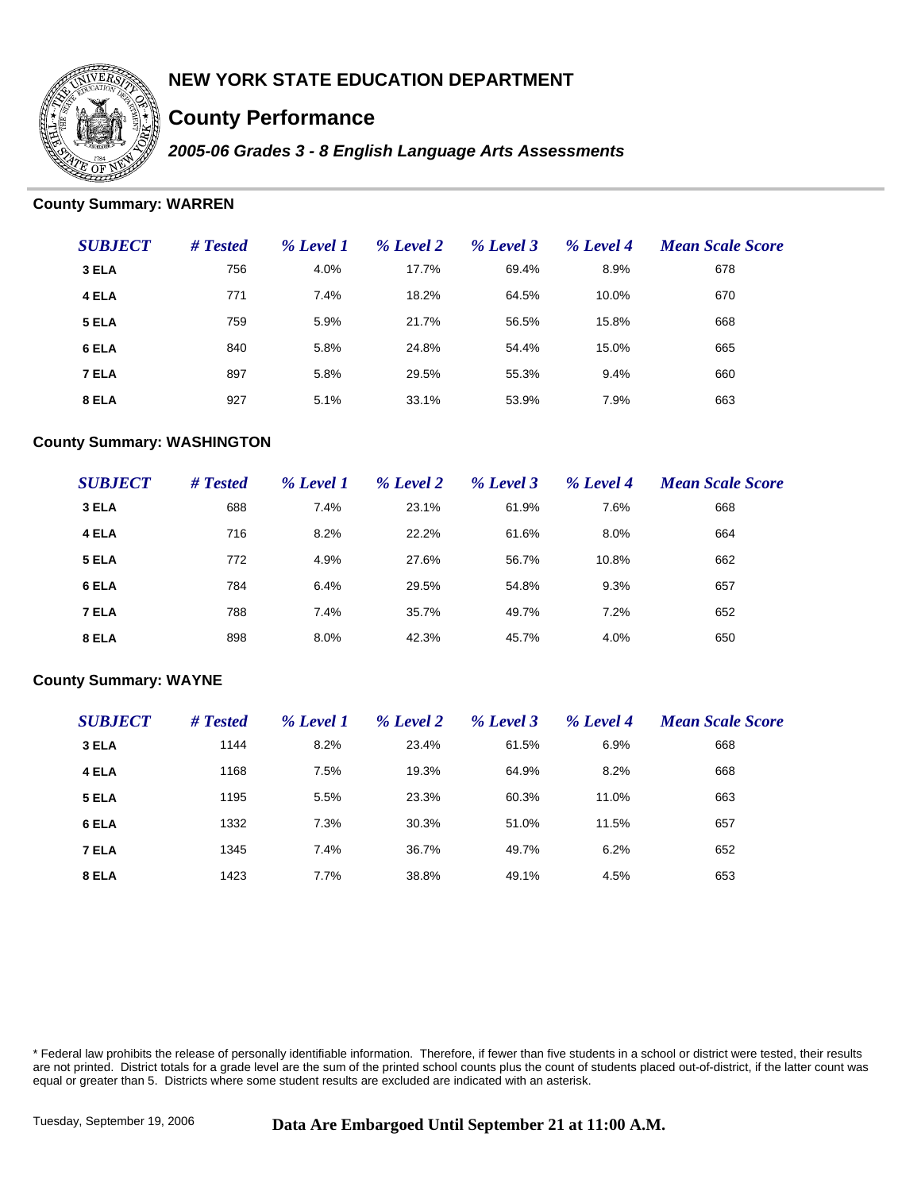# NEW YORK STATE EDUCATION DEPARTMENT

## County Performance

### *2005-06 Grades 3 - 8 English Language Arts Assessments*

**County Summary: WARREN**

| *SUBJECT* | *# Tested* | *% Level 1* | *% Level 2* | *% Level 3* | *% Level 4* | *Mean Scale Score* |
|---|---|---|---|---|---|---|
| **3 ELA** | 756 | 4.0% | 17.7% | 69.4% | 8.9% | 678 |
| **4 ELA** | 771 | 7.4% | 18.2% | 64.5% | 10.0% | 670 |
| **5 ELA** | 759 | 5.9% | 21.7% | 56.5% | 15.8% | 668 |
| **6 ELA** | 840 | 5.8% | 24.8% | 54.4% | 15.0% | 665 |
| **7 ELA** | 897 | 5.8% | 29.5% | 55.3% | 9.4% | 660 |
| **8 ELA** | 927 | 5.1% | 33.1% | 53.9% | 7.9% | 663 |

**County Summary: WASHINGTON**

| *SUBJECT* | *# Tested* | *% Level 1* | *% Level 2* | *% Level 3* | *% Level 4* | *Mean Scale Score* |
|---|---|---|---|---|---|---|
| **3 ELA** | 688 | 7.4% | 23.1% | 61.9% | 7.6% | 668 |
| **4 ELA** | 716 | 8.2% | 22.2% | 61.6% | 8.0% | 664 |
| **5 ELA** | 772 | 4.9% | 27.6% | 56.7% | 10.8% | 662 |
| **6 ELA** | 784 | 6.4% | 29.5% | 54.8% | 9.3% | 657 |
| **7 ELA** | 788 | 7.4% | 35.7% | 49.7% | 7.2% | 652 |
| **8 ELA** | 898 | 8.0% | 42.3% | 45.7% | 4.0% | 650 |

**County Summary: WAYNE**

| *SUBJECT* | *# Tested* | *% Level 1* | *% Level 2* | *% Level 3* | *% Level 4* | *Mean Scale Score* |
|---|---|---|---|---|---|---|
| **3 ELA** | 1144 | 8.2% | 23.4% | 61.5% | 6.9% | 668 |
| **4 ELA** | 1168 | 7.5% | 19.3% | 64.9% | 8.2% | 668 |
| **5 ELA** | 1195 | 5.5% | 23.3% | 60.3% | 11.0% | 663 |
| **6 ELA** | 1332 | 7.3% | 30.3% | 51.0% | 11.5% | 657 |
| **7 ELA** | 1345 | 7.4% | 36.7% | 49.7% | 6.2% | 652 |
| **8 ELA** | 1423 | 7.7% | 38.8% | 49.1% | 4.5% | 653 |

\* Federal law prohibits the release of personally identifiable information. Therefore, if fewer than five students in a school or district were tested, their results are not printed. District totals for a grade level are the sum of the printed school counts plus the count of students placed out-of-district, if the latter count was equal or greater than 5. Districts where some student results are excluded are indicated with an asterisk.

Tuesday, September 19, 2006

**Data Are Embargoed Until September 21 at 11:00 A.M.**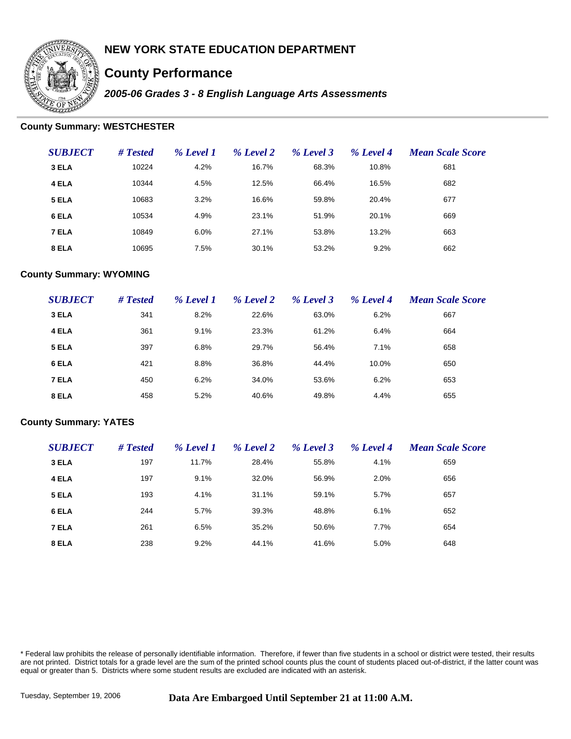# NEW YORK STATE EDUCATION DEPARTMENT

## County Performance

***2005-06 Grades 3 - 8 English Language Arts Assessments***

### County Summary: WESTCHESTER

| *SUBJECT* | *# Tested* | *% Level 1* | *% Level 2* | *% Level 3* | *% Level 4* | *Mean Scale Score* |
|---|---|---|---|---|---|---|
| **3 ELA** | 10224 | 4.2% | 16.7% | 68.3% | 10.8% | 681 |
| **4 ELA** | 10344 | 4.5% | 12.5% | 66.4% | 16.5% | 682 |
| **5 ELA** | 10683 | 3.2% | 16.6% | 59.8% | 20.4% | 677 |
| **6 ELA** | 10534 | 4.9% | 23.1% | 51.9% | 20.1% | 669 |
| **7 ELA** | 10849 | 6.0% | 27.1% | 53.8% | 13.2% | 663 |
| **8 ELA** | 10695 | 7.5% | 30.1% | 53.2% | 9.2% | 662 |

### County Summary: WYOMING

| *SUBJECT* | *# Tested* | *% Level 1* | *% Level 2* | *% Level 3* | *% Level 4* | *Mean Scale Score* |
|---|---|---|---|---|---|---|
| **3 ELA** | 341 | 8.2% | 22.6% | 63.0% | 6.2% | 667 |
| **4 ELA** | 361 | 9.1% | 23.3% | 61.2% | 6.4% | 664 |
| **5 ELA** | 397 | 6.8% | 29.7% | 56.4% | 7.1% | 658 |
| **6 ELA** | 421 | 8.8% | 36.8% | 44.4% | 10.0% | 650 |
| **7 ELA** | 450 | 6.2% | 34.0% | 53.6% | 6.2% | 653 |
| **8 ELA** | 458 | 5.2% | 40.6% | 49.8% | 4.4% | 655 |

### County Summary: YATES

| *SUBJECT* | *# Tested* | *% Level 1* | *% Level 2* | *% Level 3* | *% Level 4* | *Mean Scale Score* |
|---|---|---|---|---|---|---|
| **3 ELA** | 197 | 11.7% | 28.4% | 55.8% | 4.1% | 659 |
| **4 ELA** | 197 | 9.1% | 32.0% | 56.9% | 2.0% | 656 |
| **5 ELA** | 193 | 4.1% | 31.1% | 59.1% | 5.7% | 657 |
| **6 ELA** | 244 | 5.7% | 39.3% | 48.8% | 6.1% | 652 |
| **7 ELA** | 261 | 6.5% | 35.2% | 50.6% | 7.7% | 654 |
| **8 ELA** | 238 | 9.2% | 44.1% | 41.6% | 5.0% | 648 |

* Federal law prohibits the release of personally identifiable information. Therefore, if fewer than five students in a school or district were tested, their results are not printed. District totals for a grade level are the sum of the printed school counts plus the count of students placed out-of-district, if the latter count was equal or greater than 5. Districts where some student results are excluded are indicated with an asterisk.

Tuesday, September 19, 2006

**Data Are Embargoed Until September 21 at 11:00 A.M.**